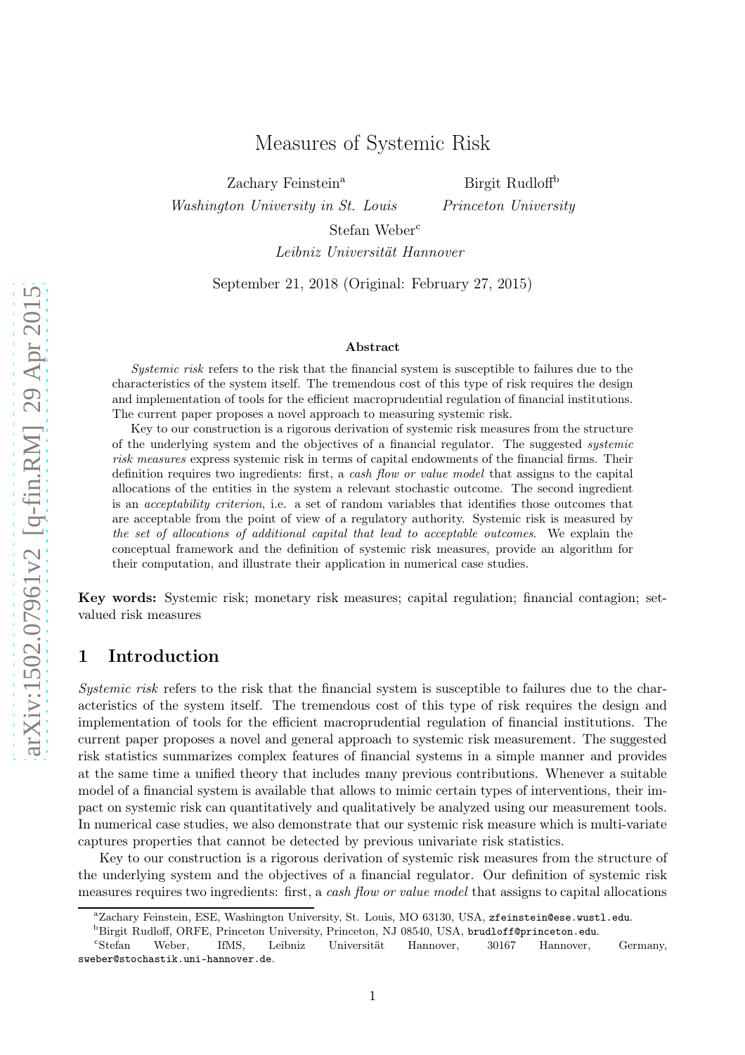// Measures of Systemic Risk

Zachary Feinstein[a]
*Washington University in St. Louis*

Birgit Rudloff[b]
*Princeton University*

Stefan Weber[c]
*Leibniz Universität Hannover*

September 21, 2018 (Original: February 27, 2015)

**Abstract**

*Systemic risk* refers to the risk that the financial system is susceptible to failures due to the characteristics of the system itself. The tremendous cost of this type of risk requires the design and implementation of tools for the efficient macroprudential regulation of financial institutions. The current paper proposes a novel approach to measuring systemic risk.

Key to our construction is a rigorous derivation of systemic risk measures from the structure of the underlying system and the objectives of a financial regulator. The suggested *systemic risk measures* express systemic risk in terms of capital endowments of the financial firms. Their definition requires two ingredients: first, a *cash flow or value model* that assigns to the capital allocations of the entities in the system a relevant stochastic outcome. The second ingredient is an *acceptability criterion*, i.e. a set of random variables that identifies those outcomes that are acceptable from the point of view of a regulatory authority. Systemic risk is measured by *the set of allocations of additional capital that lead to acceptable outcomes*. We explain the conceptual framework and the definition of systemic risk measures, provide an algorithm for their computation, and illustrate their application in numerical case studies.

**Key words:** Systemic risk; monetary risk measures; capital regulation; financial contagion; set-valued risk measures

## 1 Introduction

*Systemic risk* refers to the risk that the financial system is susceptible to failures due to the characteristics of the system itself. The tremendous cost of this type of risk requires the design and implementation of tools for the efficient macroprudential regulation of financial institutions. The current paper proposes a novel and general approach to systemic risk measurement. The suggested risk statistics summarizes complex features of financial systems in a simple manner and provides at the same time a unified theory that includes many previous contributions. Whenever a suitable model of a financial system is available that allows to mimic certain types of interventions, their impact on systemic risk can quantitatively and qualitatively be analyzed using our measurement tools. In numerical case studies, we also demonstrate that our systemic risk measure which is multi-variate captures properties that cannot be detected by previous univariate risk statistics.

Key to our construction is a rigorous derivation of systemic risk measures from the structure of the underlying system and the objectives of a financial regulator. Our definition of systemic risk measures requires two ingredients: first, a *cash flow or value model* that assigns to capital allocations

---

[a]Zachary Feinstein, ESE, Washington University, St. Louis, MO 63130, USA, zfeinstein@ese.wustl.edu.

[b]Birgit Rudloff, ORFE, Princeton University, Princeton, NJ 08540, USA, brudloff@princeton.edu.

[c]Stefan Weber, IfMS, Leibniz Universität Hannover, 30167 Hannover, Germany, sweber@stochastik.uni-hannover.de.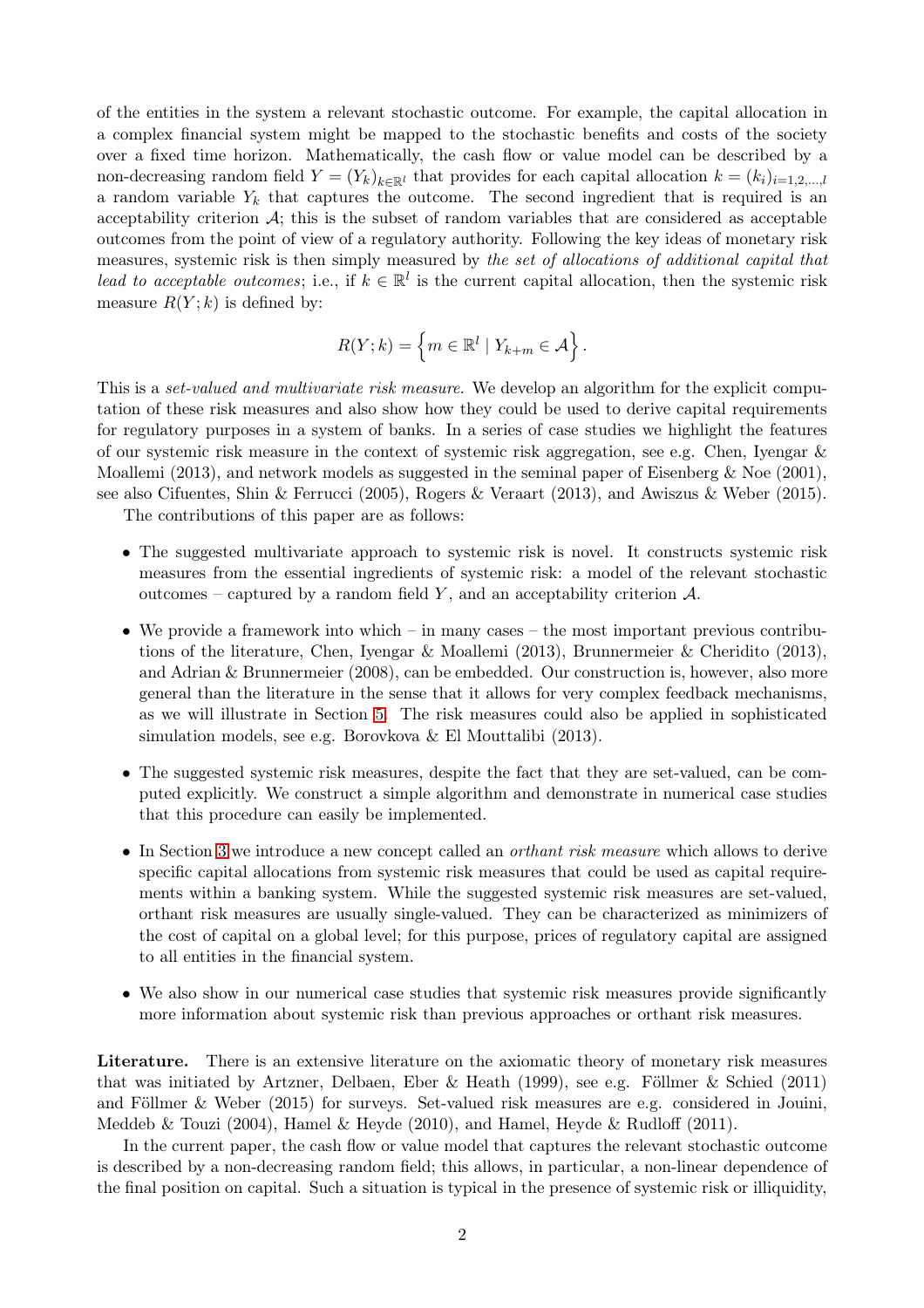of the entities in the system a relevant stochastic outcome. For example, the capital allocation in a complex financial system might be mapped to the stochastic benefits and costs of the society over a fixed time horizon. Mathematically, the cash flow or value model can be described by a non-decreasing random field $Y = (Y_k)_{k \in \mathbb{R}^l}$ that provides for each capital allocation $k = (k_i)_{i=1,2,\ldots,l}$ a random variable $Y_k$ that captures the outcome. The second ingredient that is required is an acceptability criterion $\mathcal{A}$; this is the subset of random variables that are considered as acceptable outcomes from the point of view of a regulatory authority. Following the key ideas of monetary risk measures, systemic risk is then simply measured by *the set of allocations of additional capital that lead to acceptable outcomes*; i.e., if $k \in \mathbb{R}^l$ is the current capital allocation, then the systemic risk measure $R(Y; k)$ is defined by:

$$R(Y;k) = \left\{ m \in \mathbb{R}^l \mid Y_{k+m} \in \mathcal{A} \right\}.$$

This is a *set-valued and multivariate risk measure*. We develop an algorithm for the explicit computation of these risk measures and also show how they could be used to derive capital requirements for regulatory purposes in a system of banks. In a series of case studies we highlight the features of our systemic risk measure in the context of systemic risk aggregation, see e.g. Chen, Iyengar & Moallemi (2013), and network models as suggested in the seminal paper of Eisenberg & Noe (2001), see also Cifuentes, Shin & Ferrucci (2005), Rogers & Veraart (2013), and Awiszus & Weber (2015).

The contributions of this paper are as follows:

- The suggested multivariate approach to systemic risk is novel. It constructs systemic risk measures from the essential ingredients of systemic risk: a model of the relevant stochastic outcomes – captured by a random field $Y$, and an acceptability criterion $\mathcal{A}$.
- We provide a framework into which – in many cases – the most important previous contributions of the literature, Chen, Iyengar & Moallemi (2013), Brunnermeier & Cheridito (2013), and Adrian & Brunnermeier (2008), can be embedded. Our construction is, however, also more general than the literature in the sense that it allows for very complex feedback mechanisms, as we will illustrate in Section 5. The risk measures could also be applied in sophisticated simulation models, see e.g. Borovkova & El Mouttalibi (2013).
- The suggested systemic risk measures, despite the fact that they are set-valued, can be computed explicitly. We construct a simple algorithm and demonstrate in numerical case studies that this procedure can easily be implemented.
- In Section 3 we introduce a new concept called an *orthant risk measure* which allows to derive specific capital allocations from systemic risk measures that could be used as capital requirements within a banking system. While the suggested systemic risk measures are set-valued, orthant risk measures are usually single-valued. They can be characterized as minimizers of the cost of capital on a global level; for this purpose, prices of regulatory capital are assigned to all entities in the financial system.
- We also show in our numerical case studies that systemic risk measures provide significantly more information about systemic risk than previous approaches or orthant risk measures.

**Literature.** There is an extensive literature on the axiomatic theory of monetary risk measures that was initiated by Artzner, Delbaen, Eber & Heath (1999), see e.g. Föllmer & Schied (2011) and Föllmer & Weber (2015) for surveys. Set-valued risk measures are e.g. considered in Jouini, Meddeb & Touzi (2004), Hamel & Heyde (2010), and Hamel, Heyde & Rudloff (2011).

In the current paper, the cash flow or value model that captures the relevant stochastic outcome is described by a non-decreasing random field; this allows, in particular, a non-linear dependence of the final position on capital. Such a situation is typical in the presence of systemic risk or illiquidity,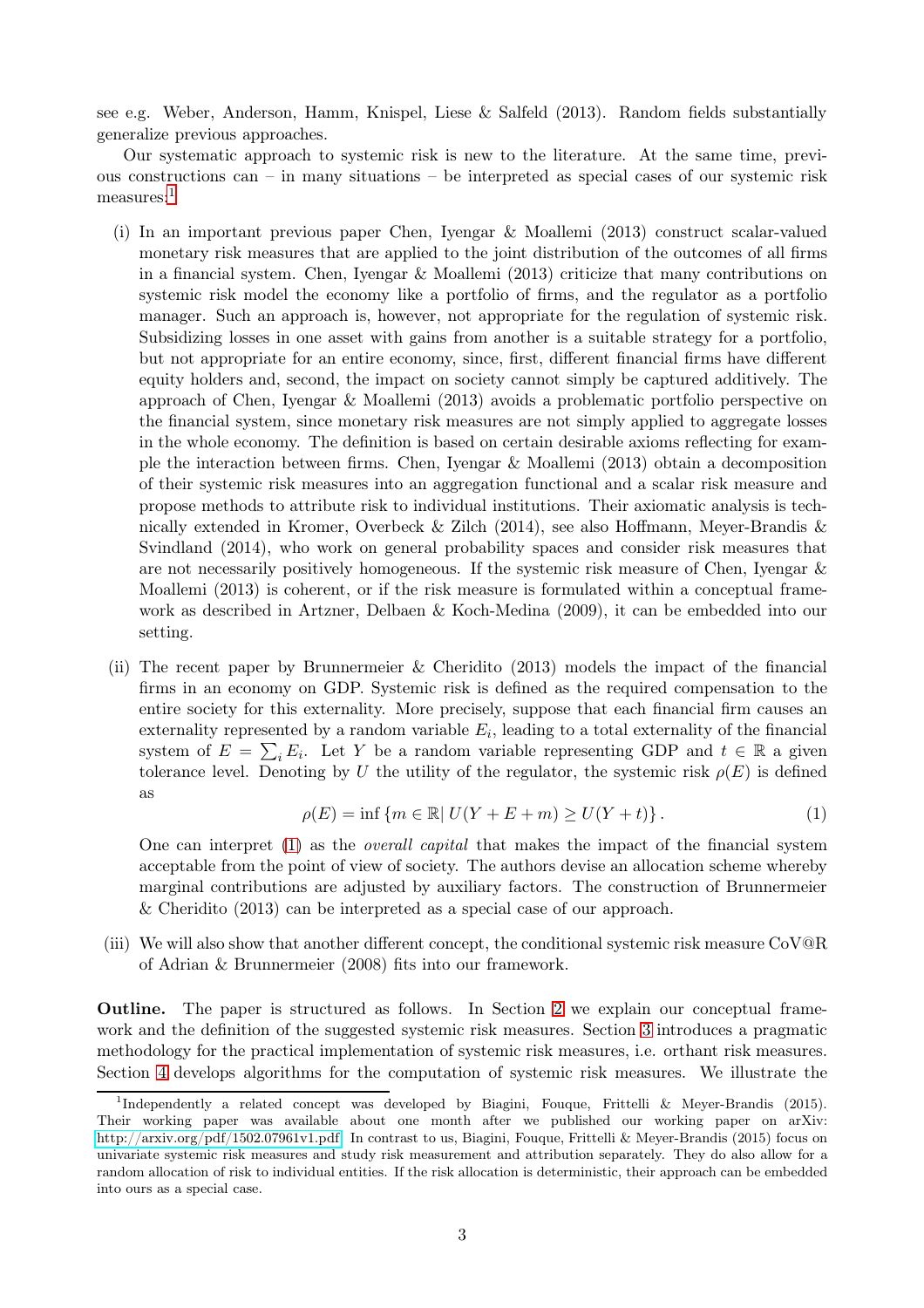see e.g. Weber, Anderson, Hamm, Knispel, Liese & Salfeld (2013). Random fields substantially generalize previous approaches.

Our systematic approach to systemic risk is new to the literature. At the same time, previous constructions can – in many situations – be interpreted as special cases of our systemic risk measures:[1]

(i) In an important previous paper Chen, Iyengar & Moallemi (2013) construct scalar-valued monetary risk measures that are applied to the joint distribution of the outcomes of all firms in a financial system. Chen, Iyengar & Moallemi (2013) criticize that many contributions on systemic risk model the economy like a portfolio of firms, and the regulator as a portfolio manager. Such an approach is, however, not appropriate for the regulation of systemic risk. Subsidizing losses in one asset with gains from another is a suitable strategy for a portfolio, but not appropriate for an entire economy, since, first, different financial firms have different equity holders and, second, the impact on society cannot simply be captured additively. The approach of Chen, Iyengar & Moallemi (2013) avoids a problematic portfolio perspective on the financial system, since monetary risk measures are not simply applied to aggregate losses in the whole economy. The definition is based on certain desirable axioms reflecting for example the interaction between firms. Chen, Iyengar & Moallemi (2013) obtain a decomposition of their systemic risk measures into an aggregation functional and a scalar risk measure and propose methods to attribute risk to individual institutions. Their axiomatic analysis is technically extended in Kromer, Overbeck & Zilch (2014), see also Hoffmann, Meyer-Brandis & Svindland (2014), who work on general probability spaces and consider risk measures that are not necessarily positively homogeneous. If the systemic risk measure of Chen, Iyengar & Moallemi (2013) is coherent, or if the risk measure is formulated within a conceptual framework as described in Artzner, Delbaen & Koch-Medina (2009), it can be embedded into our setting.

(ii) The recent paper by Brunnermeier & Cheridito (2013) models the impact of the financial firms in an economy on GDP. Systemic risk is defined as the required compensation to the entire society for this externality. More precisely, suppose that each financial firm causes an externality represented by a random variable $E_i$, leading to a total externality of the financial system of $E = \sum_i E_i$. Let $Y$ be a random variable representing GDP and $t \in \mathbb{R}$ a given tolerance level. Denoting by $U$ the utility of the regulator, the systemic risk $\rho(E)$ is defined as

$$\rho(E) = \inf \{ m \in \mathbb{R} | \, U(Y + E + m) \geq U(Y + t) \}. \tag{1}$$

One can interpret (1) as the *overall capital* that makes the impact of the financial system acceptable from the point of view of society. The authors devise an allocation scheme whereby marginal contributions are adjusted by auxiliary factors. The construction of Brunnermeier & Cheridito (2013) can be interpreted as a special case of our approach.

(iii) We will also show that another different concept, the conditional systemic risk measure CoV@R of Adrian & Brunnermeier (2008) fits into our framework.

**Outline.** The paper is structured as follows. In Section 2 we explain our conceptual framework and the definition of the suggested systemic risk measures. Section 3 introduces a pragmatic methodology for the practical implementation of systemic risk measures, i.e. orthant risk measures. Section 4 develops algorithms for the computation of systemic risk measures. We illustrate the

[1] Independently a related concept was developed by Biagini, Fouque, Frittelli & Meyer-Brandis (2015). Their working paper was available about one month after we published our working paper on arXiv: http://arxiv.org/pdf/1502.07961v1.pdf. In contrast to us, Biagini, Fouque, Frittelli & Meyer-Brandis (2015) focus on univariate systemic risk measures and study risk measurement and attribution separately. They do also allow for a random allocation of risk to individual entities. If the risk allocation is deterministic, their approach can be embedded into ours as a special case.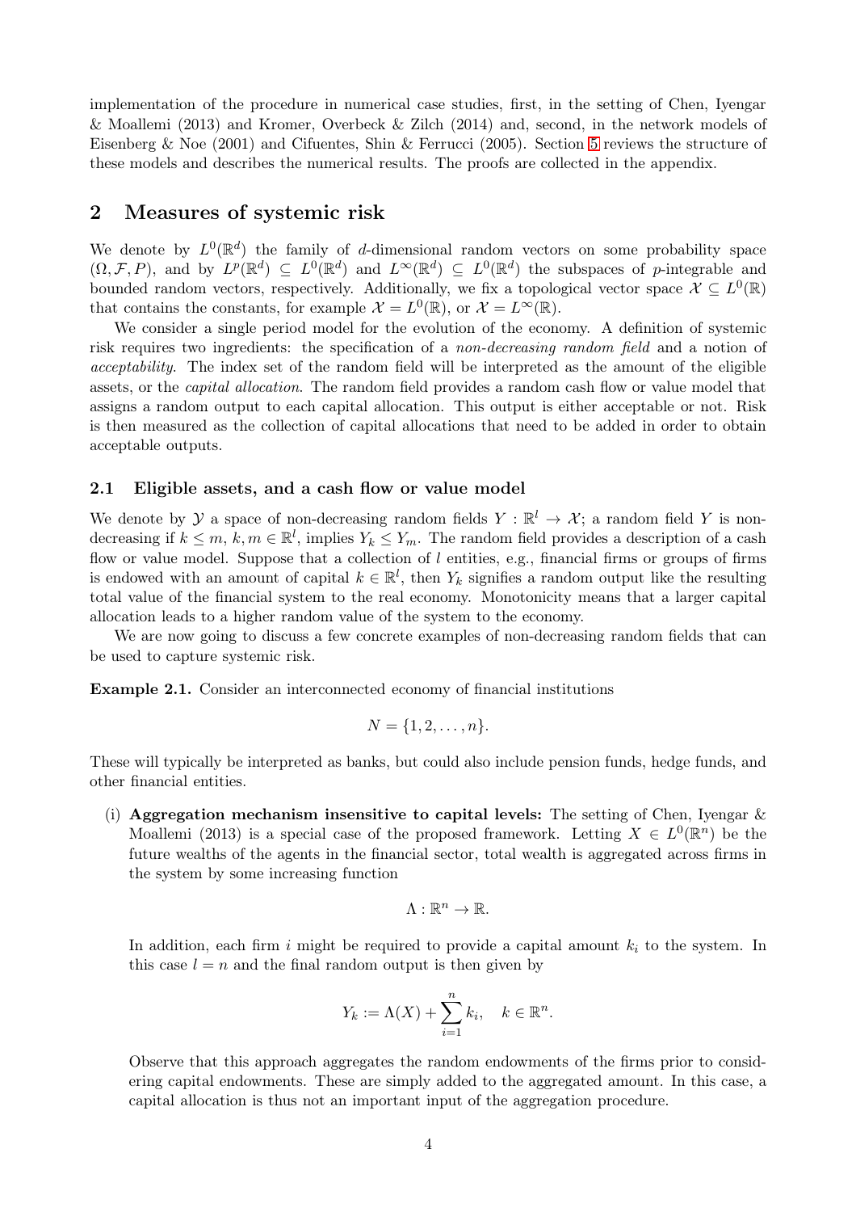implementation of the procedure in numerical case studies, first, in the setting of Chen, Iyengar & Moallemi (2013) and Kromer, Overbeck & Zilch (2014) and, second, in the network models of Eisenberg & Noe (2001) and Cifuentes, Shin & Ferrucci (2005). Section 5 reviews the structure of these models and describes the numerical results. The proofs are collected in the appendix.

## 2 Measures of systemic risk

We denote by $L^0(\mathbb{R}^d)$ the family of $d$-dimensional random vectors on some probability space $(\Omega, \mathcal{F}, P)$, and by $L^p(\mathbb{R}^d) \subseteq L^0(\mathbb{R}^d)$ and $L^\infty(\mathbb{R}^d) \subseteq L^0(\mathbb{R}^d)$ the subspaces of $p$-integrable and bounded random vectors, respectively. Additionally, we fix a topological vector space $\mathcal{X} \subseteq L^0(\mathbb{R})$ that contains the constants, for example $\mathcal{X} = L^0(\mathbb{R})$, or $\mathcal{X} = L^\infty(\mathbb{R})$.

We consider a single period model for the evolution of the economy. A definition of systemic risk requires two ingredients: the specification of a *non-decreasing random field* and a notion of *acceptability*. The index set of the random field will be interpreted as the amount of the eligible assets, or the *capital allocation*. The random field provides a random cash flow or value model that assigns a random output to each capital allocation. This output is either acceptable or not. Risk is then measured as the collection of capital allocations that need to be added in order to obtain acceptable outputs.

### 2.1 Eligible assets, and a cash flow or value model

We denote by $\mathcal{Y}$ a space of non-decreasing random fields $Y : \mathbb{R}^l \to \mathcal{X}$; a random field $Y$ is non-decreasing if $k \leq m$, $k, m \in \mathbb{R}^l$, implies $Y_k \leq Y_m$. The random field provides a description of a cash flow or value model. Suppose that a collection of $l$ entities, e.g., financial firms or groups of firms is endowed with an amount of capital $k \in \mathbb{R}^l$, then $Y_k$ signifies a random output like the resulting total value of the financial system to the real economy. Monotonicity means that a larger capital allocation leads to a higher random value of the system to the economy.

We are now going to discuss a few concrete examples of non-decreasing random fields that can be used to capture systemic risk.

**Example 2.1.** Consider an interconnected economy of financial institutions

$$N = \{1, 2, \dots, n\}.$$

These will typically be interpreted as banks, but could also include pension funds, hedge funds, and other financial entities.

(i) **Aggregation mechanism insensitive to capital levels:** The setting of Chen, Iyengar & Moallemi (2013) is a special case of the proposed framework. Letting $X \in L^0(\mathbb{R}^n)$ be the future wealths of the agents in the financial sector, total wealth is aggregated across firms in the system by some increasing function

$$\Lambda : \mathbb{R}^n \to \mathbb{R}.$$

In addition, each firm $i$ might be required to provide a capital amount $k_i$ to the system. In this case $l = n$ and the final random output is then given by

$$Y_k := \Lambda(X) + \sum_{i=1}^{n} k_i, \quad k \in \mathbb{R}^n.$$

Observe that this approach aggregates the random endowments of the firms prior to considering capital endowments. These are simply added to the aggregated amount. In this case, a capital allocation is thus not an important input of the aggregation procedure.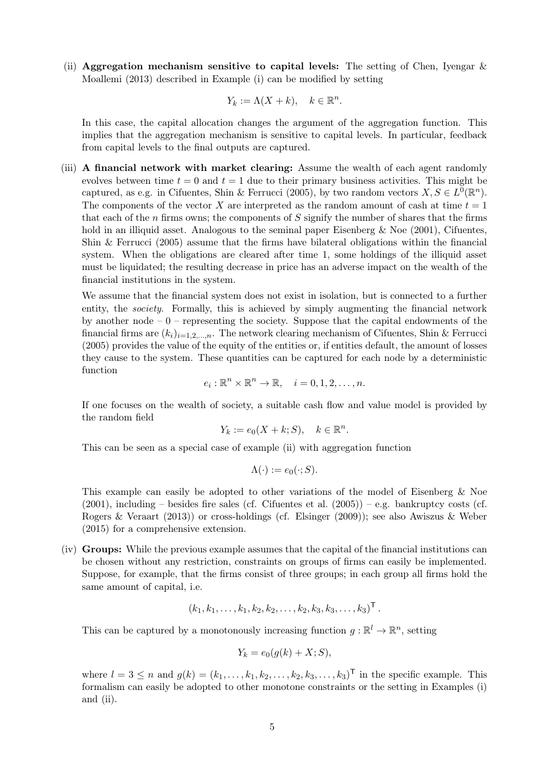(ii) **Aggregation mechanism sensitive to capital levels:** The setting of Chen, Iyengar & Moallemi (2013) described in Example (i) can be modified by setting

$$Y_k := \Lambda(X + k), \quad k \in \mathbb{R}^n.$$

In this case, the capital allocation changes the argument of the aggregation function. This implies that the aggregation mechanism is sensitive to capital levels. In particular, feedback from capital levels to the final outputs are captured.

(iii) **A financial network with market clearing:** Assume the wealth of each agent randomly evolves between time $t = 0$ and $t = 1$ due to their primary business activities. This might be captured, as e.g. in Cifuentes, Shin & Ferrucci (2005), by two random vectors $X, S \in L^0(\mathbb{R}^n)$. The components of the vector $X$ are interpreted as the random amount of cash at time $t = 1$ that each of the $n$ firms owns; the components of $S$ signify the number of shares that the firms hold in an illiquid asset. Analogous to the seminal paper Eisenberg & Noe (2001), Cifuentes, Shin & Ferrucci (2005) assume that the firms have bilateral obligations within the financial system. When the obligations are cleared after time 1, some holdings of the illiquid asset must be liquidated; the resulting decrease in price has an adverse impact on the wealth of the financial institutions in the system.

We assume that the financial system does not exist in isolation, but is connected to a further entity, the *society*. Formally, this is achieved by simply augmenting the financial network by another node – 0 – representing the society. Suppose that the capital endowments of the financial firms are $(k_i)_{i=1,2,...,n}$. The network clearing mechanism of Cifuentes, Shin & Ferrucci (2005) provides the value of the equity of the entities or, if entities default, the amount of losses they cause to the system. These quantities can be captured for each node by a deterministic function

$$e_i : \mathbb{R}^n \times \mathbb{R}^n \to \mathbb{R}, \quad i = 0, 1, 2, \ldots, n.$$

If one focuses on the wealth of society, a suitable cash flow and value model is provided by the random field

$$Y_k := e_0(X + k; S), \quad k \in \mathbb{R}^n.$$

This can be seen as a special case of example (ii) with aggregation function

$$\Lambda(\cdot) := e_0(\cdot; S).$$

This example can easily be adopted to other variations of the model of Eisenberg & Noe (2001), including – besides fire sales (cf. Cifuentes et al. (2005)) – e.g. bankruptcy costs (cf. Rogers & Veraart (2013)) or cross-holdings (cf. Elsinger (2009)); see also Awiszus & Weber (2015) for a comprehensive extension.

(iv) **Groups:** While the previous example assumes that the capital of the financial institutions can be chosen without any restriction, constraints on groups of firms can easily be implemented. Suppose, for example, that the firms consist of three groups; in each group all firms hold the same amount of capital, i.e.

$$(k_1, k_1, \ldots, k_1, k_2, k_2, \ldots, k_2, k_3, k_3, \ldots, k_3)^\mathsf{T}.$$

This can be captured by a monotonously increasing function $g : \mathbb{R}^l \to \mathbb{R}^n$, setting

$$Y_k = e_0(g(k) + X; S),$$

where $l = 3 \le n$ and $g(k) = (k_1, \ldots, k_1, k_2, \ldots, k_2, k_3, \ldots, k_3)^\mathsf{T}$ in the specific example. This formalism can easily be adopted to other monotone constraints or the setting in Examples (i) and (ii).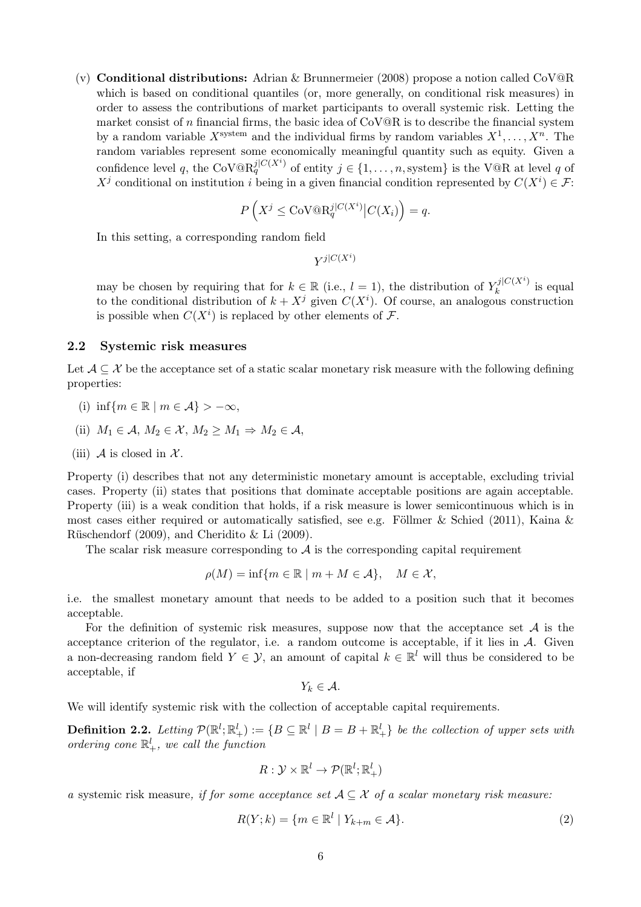(v) **Conditional distributions:** Adrian & Brunnermeier (2008) propose a notion called CoV@R which is based on conditional quantiles (or, more generally, on conditional risk measures) in order to assess the contributions of market participants to overall systemic risk. Letting the market consist of $n$ financial firms, the basic idea of CoV@R is to describe the financial system by a random variable $X^{\text{system}}$ and the individual firms by random variables $X^1, \ldots, X^n$. The random variables represent some economically meaningful quantity such as equity. Given a confidence level $q$, the $\text{CoV@R}_q^{j|C(X^i)}$ of entity $j \in \{1, \ldots, n, \text{system}\}$ is the V@R at level $q$ of $X^j$ conditional on institution $i$ being in a given financial condition represented by $C(X^i) \in \mathcal{F}$:

$$P\left(X^j \leq \text{CoV@R}_q^{j|C(X^i)} \big| C(X_i)\right) = q.$$

In this setting, a corresponding random field

$$Y^{j|C(X^i)}$$

may be chosen by requiring that for $k \in \mathbb{R}$ (i.e., $l = 1$), the distribution of $Y_k^{j|C(X^i)}$ is equal to the conditional distribution of $k + X^j$ given $C(X^i)$. Of course, an analogous construction is possible when $C(X^i)$ is replaced by other elements of $\mathcal{F}$.

### 2.2 Systemic risk measures

Let $\mathcal{A} \subseteq \mathcal{X}$ be the acceptance set of a static scalar monetary risk measure with the following defining properties:

(i) $\inf\{m \in \mathbb{R} \mid m \in \mathcal{A}\} > -\infty$,

(ii) $M_1 \in \mathcal{A}$, $M_2 \in \mathcal{X}$, $M_2 \geq M_1 \Rightarrow M_2 \in \mathcal{A}$,

(iii) $\mathcal{A}$ is closed in $\mathcal{X}$.

Property (i) describes that not any deterministic monetary amount is acceptable, excluding trivial cases. Property (ii) states that positions that dominate acceptable positions are again acceptable. Property (iii) is a weak condition that holds, if a risk measure is lower semicontinuous which is in most cases either required or automatically satisfied, see e.g. Föllmer & Schied (2011), Kaina & Rüschendorf (2009), and Cheridito & Li (2009).

The scalar risk measure corresponding to $\mathcal{A}$ is the corresponding capital requirement

$$\rho(M) = \inf\{m \in \mathbb{R} \mid m + M \in \mathcal{A}\}, \quad M \in \mathcal{X},$$

i.e. the smallest monetary amount that needs to be added to a position such that it becomes acceptable.

For the definition of systemic risk measures, suppose now that the acceptance set $\mathcal{A}$ is the acceptance criterion of the regulator, i.e. a random outcome is acceptable, if it lies in $\mathcal{A}$. Given a non-decreasing random field $Y \in \mathcal{Y}$, an amount of capital $k \in \mathbb{R}^l$ will thus be considered to be acceptable, if

$$Y_k \in \mathcal{A}.$$

We will identify systemic risk with the collection of acceptable capital requirements.

**Definition 2.2.** *Letting $\mathcal{P}(\mathbb{R}^l; \mathbb{R}^l_+) := \{B \subseteq \mathbb{R}^l \mid B = B + \mathbb{R}^l_+\}$ be the collection of upper sets with ordering cone $\mathbb{R}^l_+$, we call the function*

$$R : \mathcal{Y} \times \mathbb{R}^l \to \mathcal{P}(\mathbb{R}^l; \mathbb{R}^l_+)$$

*a* systemic risk measure*, if for some acceptance set $\mathcal{A} \subseteq \mathcal{X}$ of a scalar monetary risk measure:*

$$R(Y; k) = \{m \in \mathbb{R}^l \mid Y_{k+m} \in \mathcal{A}\}. \tag{2}$$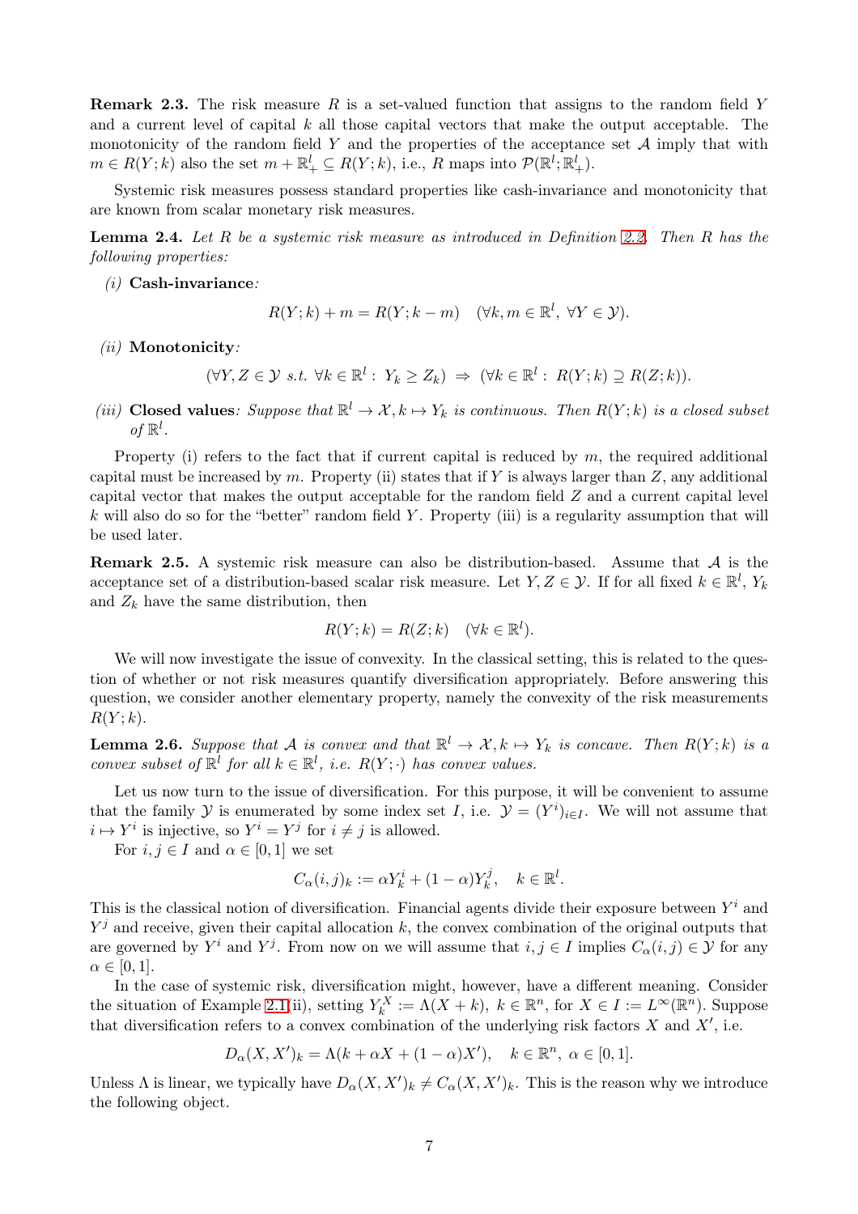**Remark 2.3.** The risk measure $R$ is a set-valued function that assigns to the random field $Y$ and a current level of capital $k$ all those capital vectors that make the output acceptable. The monotonicity of the random field $Y$ and the properties of the acceptance set $\mathcal{A}$ imply that with $m \in R(Y;k)$ also the set $m + \mathbb{R}^l_+ \subseteq R(Y;k)$, i.e., $R$ maps into $\mathcal{P}(\mathbb{R}^l;\mathbb{R}^l_+)$.

Systemic risk measures possess standard properties like cash-invariance and monotonicity that are known from scalar monetary risk measures.

**Lemma 2.4.** *Let $R$ be a systemic risk measure as introduced in Definition 2.2. Then $R$ has the following properties:*

*(i)* **Cash-invariance***:*

$$R(Y;k) + m = R(Y;k-m) \quad (\forall k, m \in \mathbb{R}^l,\ \forall Y \in \mathcal{Y}).$$

*(ii)* **Monotonicity***:*

$$(\forall Y, Z \in \mathcal{Y} \text{ s.t. } \forall k \in \mathbb{R}^l:\ Y_k \geq Z_k) \Rightarrow (\forall k \in \mathbb{R}^l:\ R(Y;k) \supseteq R(Z;k)).$$

*(iii)* **Closed values***: Suppose that $\mathbb{R}^l \to \mathcal{X}, k \mapsto Y_k$ is continuous. Then $R(Y;k)$ is a closed subset of $\mathbb{R}^l$.*

Property (i) refers to the fact that if current capital is reduced by $m$, the required additional capital must be increased by $m$. Property (ii) states that if $Y$ is always larger than $Z$, any additional capital vector that makes the output acceptable for the random field $Z$ and a current capital level $k$ will also do so for the "better" random field $Y$. Property (iii) is a regularity assumption that will be used later.

**Remark 2.5.** A systemic risk measure can also be distribution-based. Assume that $\mathcal{A}$ is the acceptance set of a distribution-based scalar risk measure. Let $Y, Z \in \mathcal{Y}$. If for all fixed $k \in \mathbb{R}^l$, $Y_k$ and $Z_k$ have the same distribution, then

$$R(Y;k) = R(Z;k) \quad (\forall k \in \mathbb{R}^l).$$

We will now investigate the issue of convexity. In the classical setting, this is related to the question of whether or not risk measures quantify diversification appropriately. Before answering this question, we consider another elementary property, namely the convexity of the risk measurements $R(Y;k)$.

**Lemma 2.6.** *Suppose that $\mathcal{A}$ is convex and that $\mathbb{R}^l \to \mathcal{X}, k \mapsto Y_k$ is concave. Then $R(Y;k)$ is a convex subset of $\mathbb{R}^l$ for all $k \in \mathbb{R}^l$, i.e. $R(Y;\cdot)$ has convex values.*

Let us now turn to the issue of diversification. For this purpose, it will be convenient to assume that the family $\mathcal{Y}$ is enumerated by some index set $I$, i.e. $\mathcal{Y} = (Y^i)_{i \in I}$. We will not assume that $i \mapsto Y^i$ is injective, so $Y^i = Y^j$ for $i \neq j$ is allowed.

For $i, j \in I$ and $\alpha \in [0,1]$ we set

$$C_\alpha(i,j)_k := \alpha Y^i_k + (1-\alpha) Y^j_k, \quad k \in \mathbb{R}^l.$$

This is the classical notion of diversification. Financial agents divide their exposure between $Y^i$ and $Y^j$ and receive, given their capital allocation $k$, the convex combination of the original outputs that are governed by $Y^i$ and $Y^j$. From now on we will assume that $i, j \in I$ implies $C_\alpha(i,j) \in \mathcal{Y}$ for any $\alpha \in [0,1]$.

In the case of systemic risk, diversification might, however, have a different meaning. Consider the situation of Example 2.1(ii), setting $Y^X_k := \Lambda(X + k)$, $k \in \mathbb{R}^n$, for $X \in I := L^\infty(\mathbb{R}^n)$. Suppose that diversification refers to a convex combination of the underlying risk factors $X$ and $X'$, i.e.

$$D_\alpha(X, X')_k = \Lambda(k + \alpha X + (1-\alpha)X'), \quad k \in \mathbb{R}^n,\ \alpha \in [0,1].$$

Unless $\Lambda$ is linear, we typically have $D_\alpha(X, X')_k \neq C_\alpha(X, X')_k$. This is the reason why we introduce the following object.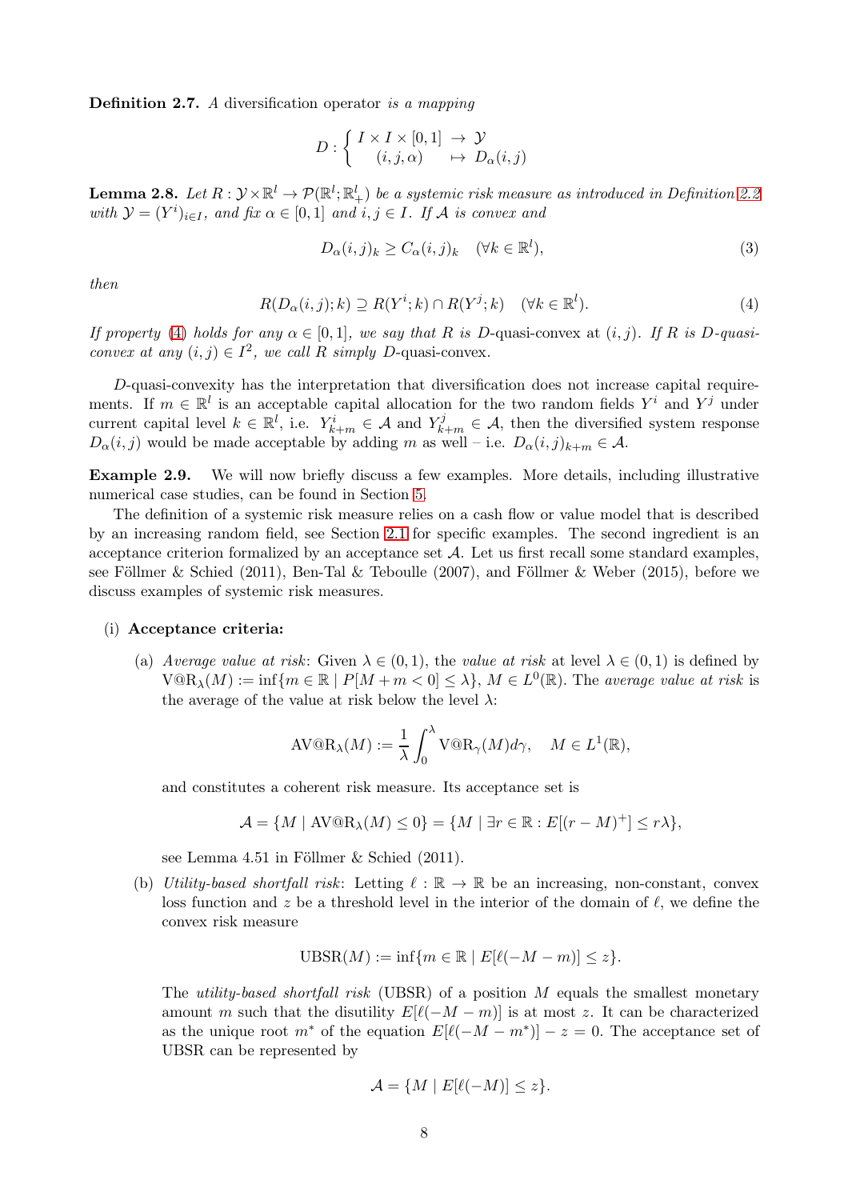**Definition 2.7.** *A* diversification operator *is a mapping*

$$D : \begin{cases} I \times I \times [0,1] & \to \mathcal{Y} \\ (i,j,\alpha) & \mapsto D_\alpha(i,j) \end{cases}$$

**Lemma 2.8.** *Let $R : \mathcal{Y} \times \mathbb{R}^l \to \mathcal{P}(\mathbb{R}^l; \mathbb{R}^l_+)$ be a systemic risk measure as introduced in Definition 2.2 with $\mathcal{Y} = (Y^i)_{i \in I}$, and fix $\alpha \in [0,1]$ and $i, j \in I$. If $\mathcal{A}$ is convex and*

$$D_\alpha(i,j)_k \geq C_\alpha(i,j)_k \quad (\forall k \in \mathbb{R}^l), \tag{3}$$

*then*

$$R(D_\alpha(i,j); k) \supseteq R(Y^i; k) \cap R(Y^j; k) \quad (\forall k \in \mathbb{R}^l). \tag{4}$$

*If property (4) holds for any $\alpha \in [0,1]$, we say that $R$ is $D$-quasi-convex at $(i,j)$. If $R$ is $D$-quasi-convex at any $(i,j) \in I^2$, we call $R$ simply $D$-quasi-convex.*

$D$-quasi-convexity has the interpretation that diversification does not increase capital requirements. If $m \in \mathbb{R}^l$ is an acceptable capital allocation for the two random fields $Y^i$ and $Y^j$ under current capital level $k \in \mathbb{R}^l$, i.e. $Y^i_{k+m} \in \mathcal{A}$ and $Y^j_{k+m} \in \mathcal{A}$, then the diversified system response $D_\alpha(i,j)$ would be made acceptable by adding $m$ as well – i.e. $D_\alpha(i,j)_{k+m} \in \mathcal{A}$.

**Example 2.9.** We will now briefly discuss a few examples. More details, including illustrative numerical case studies, can be found in Section 5.

The definition of a systemic risk measure relies on a cash flow or value model that is described by an increasing random field, see Section 2.1 for specific examples. The second ingredient is an acceptance criterion formalized by an acceptance set $\mathcal{A}$. Let us first recall some standard examples, see Föllmer & Schied (2011), Ben-Tal & Teboulle (2007), and Föllmer & Weber (2015), before we discuss examples of systemic risk measures.

(i) **Acceptance criteria:**

(a) *Average value at risk*: Given $\lambda \in (0,1)$, the *value at risk* at level $\lambda \in (0,1)$ is defined by $\mathrm{V@R}_\lambda(M) := \inf\{m \in \mathbb{R} \mid P[M + m < 0] \leq \lambda\}$, $M \in L^0(\mathbb{R})$. The *average value at risk* is the average of the value at risk below the level $\lambda$:

$$\mathrm{AV@R}_\lambda(M) := \frac{1}{\lambda} \int_0^\lambda \mathrm{V@R}_\gamma(M) d\gamma, \quad M \in L^1(\mathbb{R}),$$

and constitutes a coherent risk measure. Its acceptance set is

$$\mathcal{A} = \{M \mid \mathrm{AV@R}_\lambda(M) \leq 0\} = \{M \mid \exists r \in \mathbb{R} : E[(r - M)^+] \leq r\lambda\},$$

see Lemma 4.51 in Föllmer & Schied (2011).

(b) *Utility-based shortfall risk*: Letting $\ell : \mathbb{R} \to \mathbb{R}$ be an increasing, non-constant, convex loss function and $z$ be a threshold level in the interior of the domain of $\ell$, we define the convex risk measure

$$\mathrm{UBSR}(M) := \inf\{m \in \mathbb{R} \mid E[\ell(-M - m)] \leq z\}.$$

The *utility-based shortfall risk* (UBSR) of a position $M$ equals the smallest monetary amount $m$ such that the disutility $E[\ell(-M - m)]$ is at most $z$. It can be characterized as the unique root $m^*$ of the equation $E[\ell(-M - m^*)] - z = 0$. The acceptance set of UBSR can be represented by

$$\mathcal{A} = \{M \mid E[\ell(-M)] \leq z\}.$$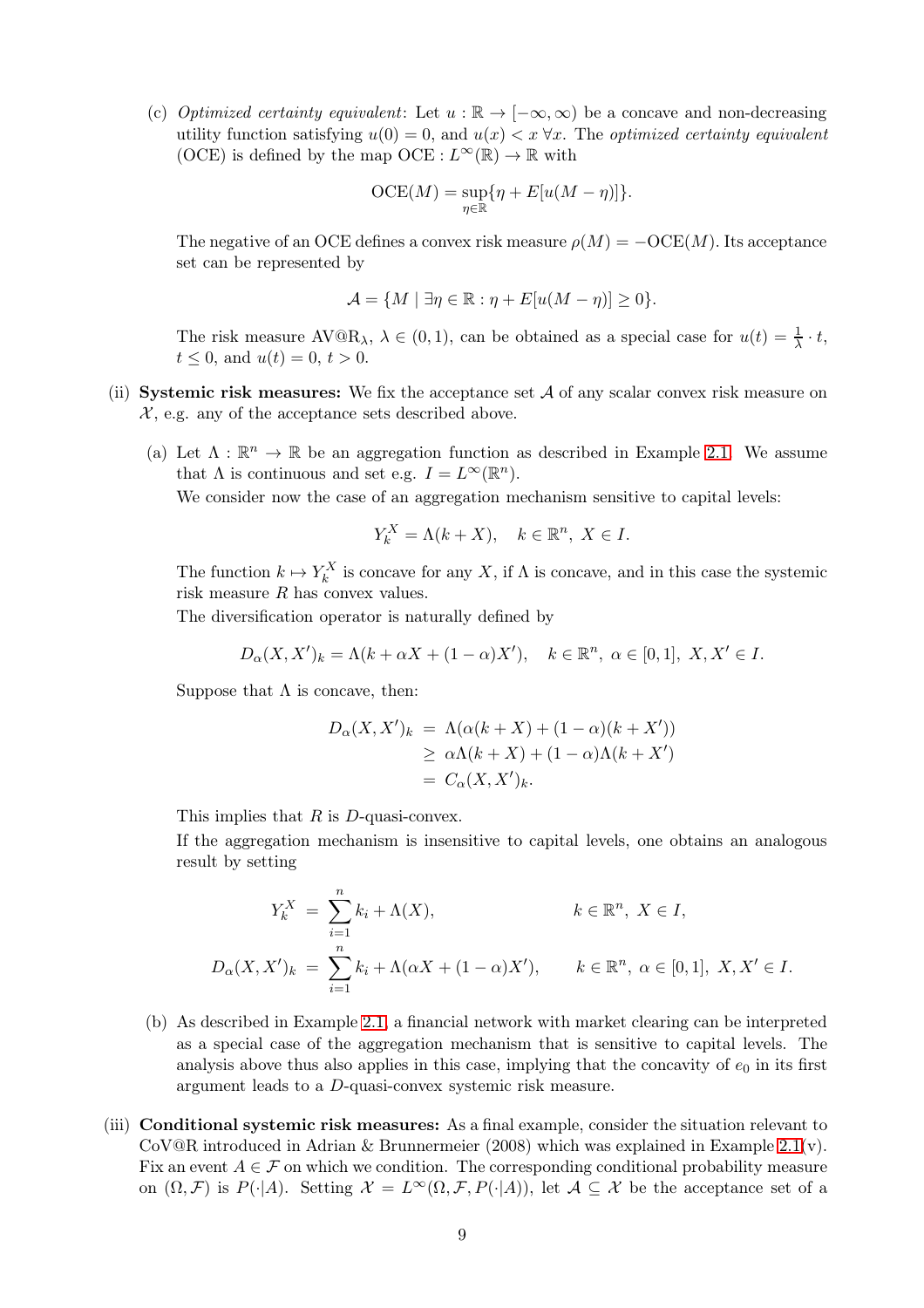(c) *Optimized certainty equivalent*: Let $u : \mathbb{R} \to [-\infty, \infty)$ be a concave and non-decreasing utility function satisfying $u(0) = 0$, and $u(x) < x \; \forall x$. The *optimized certainty equivalent* (OCE) is defined by the map $\text{OCE} : L^\infty(\mathbb{R}) \to \mathbb{R}$ with

$$\text{OCE}(M) = \sup_{\eta \in \mathbb{R}} \{\eta + E[u(M - \eta)]\}.$$

The negative of an OCE defines a convex risk measure $\rho(M) = -\text{OCE}(M)$. Its acceptance set can be represented by

$$\mathcal{A} = \{M \mid \exists \eta \in \mathbb{R} : \eta + E[u(M - \eta)] \geq 0\}.$$

The risk measure $\text{AV@R}_\lambda$, $\lambda \in (0, 1)$, can be obtained as a special case for $u(t) = \frac{1}{\lambda} \cdot t$, $t \leq 0$, and $u(t) = 0$, $t > 0$.

(ii) **Systemic risk measures:** We fix the acceptance set $\mathcal{A}$ of any scalar convex risk measure on $\mathcal{X}$, e.g. any of the acceptance sets described above.

(a) Let $\Lambda : \mathbb{R}^n \to \mathbb{R}$ be an aggregation function as described in Example 2.1. We assume that $\Lambda$ is continuous and set e.g. $I = L^\infty(\mathbb{R}^n)$.

We consider now the case of an aggregation mechanism sensitive to capital levels:

$$Y_k^X = \Lambda(k + X), \quad k \in \mathbb{R}^n, \; X \in I.$$

The function $k \mapsto Y_k^X$ is concave for any $X$, if $\Lambda$ is concave, and in this case the systemic risk measure $R$ has convex values.

The diversification operator is naturally defined by

$$D_\alpha(X, X')_k = \Lambda(k + \alpha X + (1 - \alpha)X'), \quad k \in \mathbb{R}^n, \; \alpha \in [0, 1], \; X, X' \in I.$$

Suppose that $\Lambda$ is concave, then:

$$\begin{aligned} D_\alpha(X, X')_k &= \Lambda(\alpha(k + X) + (1 - \alpha)(k + X')) \\ &\geq \alpha\Lambda(k + X) + (1 - \alpha)\Lambda(k + X') \\ &= C_\alpha(X, X')_k. \end{aligned}$$

This implies that $R$ is $D$-quasi-convex.

If the aggregation mechanism is insensitive to capital levels, one obtains an analogous result by setting

$$\begin{aligned} Y_k^X &= \sum_{i=1}^n k_i + \Lambda(X), & k \in \mathbb{R}^n, \; X \in I, \\ D_\alpha(X, X')_k &= \sum_{i=1}^n k_i + \Lambda(\alpha X + (1 - \alpha)X'), & k \in \mathbb{R}^n, \; \alpha \in [0, 1], \; X, X' \in I. \end{aligned}$$

(b) As described in Example 2.1, a financial network with market clearing can be interpreted as a special case of the aggregation mechanism that is sensitive to capital levels. The analysis above thus also applies in this case, implying that the concavity of $e_0$ in its first argument leads to a $D$-quasi-convex systemic risk measure.

(iii) **Conditional systemic risk measures:** As a final example, consider the situation relevant to CoV@R introduced in Adrian & Brunnermeier (2008) which was explained in Example 2.1(v). Fix an event $A \in \mathcal{F}$ on which we condition. The corresponding conditional probability measure on $(\Omega, \mathcal{F})$ is $P(\cdot|A)$. Setting $\mathcal{X} = L^\infty(\Omega, \mathcal{F}, P(\cdot|A))$, let $\mathcal{A} \subseteq \mathcal{X}$ be the acceptance set of a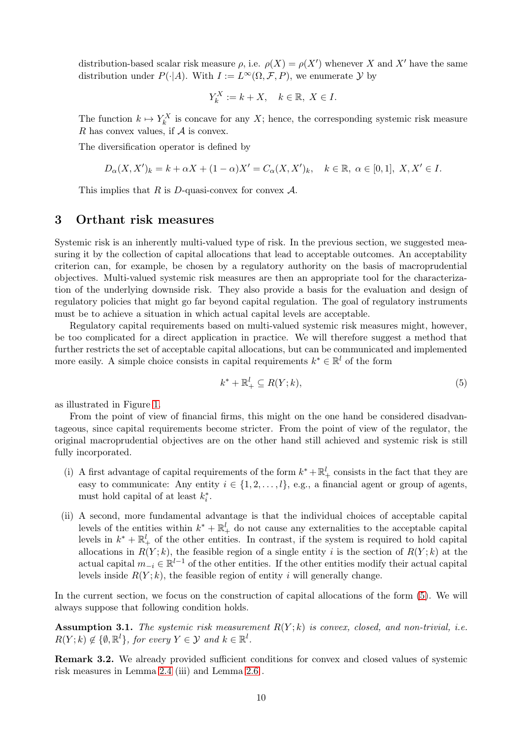distribution-based scalar risk measure $\rho$, i.e. $\rho(X) = \rho(X')$ whenever $X$ and $X'$ have the same distribution under $P(\cdot|A)$. With $I := L^\infty(\Omega, \mathcal{F}, P)$, we enumerate $\mathcal{Y}$ by

$$Y_k^X := k + X, \quad k \in \mathbb{R}, \ X \in I.$$

The function $k \mapsto Y_k^X$ is concave for any $X$; hence, the corresponding systemic risk measure $R$ has convex values, if $\mathcal{A}$ is convex.

The diversification operator is defined by

$$D_\alpha(X, X')_k = k + \alpha X + (1-\alpha)X' = C_\alpha(X, X')_k, \quad k \in \mathbb{R}, \ \alpha \in [0,1], \ X, X' \in I.$$

This implies that $R$ is $D$-quasi-convex for convex $\mathcal{A}$.

## 3 Orthant risk measures

Systemic risk is an inherently multi-valued type of risk. In the previous section, we suggested measuring it by the collection of capital allocations that lead to acceptable outcomes. An acceptability criterion can, for example, be chosen by a regulatory authority on the basis of macroprudential objectives. Multi-valued systemic risk measures are then an appropriate tool for the characterization of the underlying downside risk. They also provide a basis for the evaluation and design of regulatory policies that might go far beyond capital regulation. The goal of regulatory instruments must be to achieve a situation in which actual capital levels are acceptable.

Regulatory capital requirements based on multi-valued systemic risk measures might, however, be too complicated for a direct application in practice. We will therefore suggest a method that further restricts the set of acceptable capital allocations, but can be communicated and implemented more easily. A simple choice consists in capital requirements $k^* \in \mathbb{R}^l$ of the form

$$k^* + \mathbb{R}^l_+ \subseteq R(Y;k), \tag{5}$$

as illustrated in Figure 1.

From the point of view of financial firms, this might on the one hand be considered disadvantageous, since capital requirements become stricter. From the point of view of the regulator, the original macroprudential objectives are on the other hand still achieved and systemic risk is still fully incorporated.

(i) A first advantage of capital requirements of the form $k^* + \mathbb{R}^l_+$ consists in the fact that they are easy to communicate: Any entity $i \in \{1, 2, \ldots, l\}$, e.g., a financial agent or group of agents, must hold capital of at least $k^*_i$.

(ii) A second, more fundamental advantage is that the individual choices of acceptable capital levels of the entities within $k^* + \mathbb{R}^l_+$ do not cause any externalities to the acceptable capital levels in $k^* + \mathbb{R}^l_+$ of the other entities. In contrast, if the system is required to hold capital allocations in $R(Y;k)$, the feasible region of a single entity $i$ is the section of $R(Y;k)$ at the actual capital $m_{-i} \in \mathbb{R}^{l-1}$ of the other entities. If the other entities modify their actual capital levels inside $R(Y;k)$, the feasible region of entity $i$ will generally change.

In the current section, we focus on the construction of capital allocations of the form (5). We will always suppose that following condition holds.

**Assumption 3.1.** *The systemic risk measurement $R(Y;k)$ is convex, closed, and non-trivial, i.e. $R(Y;k) \notin \{\emptyset, \mathbb{R}^l\}$, for every $Y \in \mathcal{Y}$ and $k \in \mathbb{R}^l$.*

**Remark 3.2.** We already provided sufficient conditions for convex and closed values of systemic risk measures in Lemma 2.4 (iii) and Lemma 2.6 .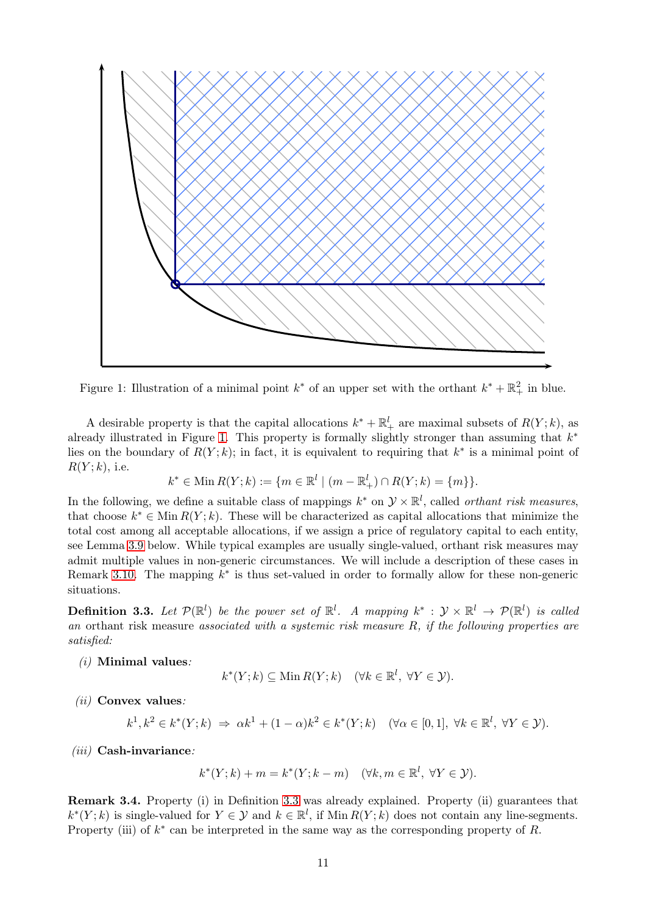Figure 1: Illustration of a minimal point $k^*$ of an upper set with the orthant $k^* + \mathbb{R}^2_+$ in blue.

A desirable property is that the capital allocations $k^* + \mathbb{R}^l_+$ are maximal subsets of $R(Y;k)$, as already illustrated in Figure 1. This property is formally slightly stronger than assuming that $k^*$ lies on the boundary of $R(Y;k)$; in fact, it is equivalent to requiring that $k^*$ is a minimal point of $R(Y;k)$, i.e.

$$k^* \in \operatorname{Min} R(Y;k) := \{m \in \mathbb{R}^l \mid (m - \mathbb{R}^l_+) \cap R(Y;k) = \{m\}\}.$$

In the following, we define a suitable class of mappings $k^*$ on $\mathcal{Y} \times \mathbb{R}^l$, called *orthant risk measures*, that choose $k^* \in \operatorname{Min} R(Y;k)$. These will be characterized as capital allocations that minimize the total cost among all acceptable allocations, if we assign a price of regulatory capital to each entity, see Lemma 3.9 below. While typical examples are usually single-valued, orthant risk measures may admit multiple values in non-generic circumstances. We will include a description of these cases in Remark 3.10. The mapping $k^*$ is thus set-valued in order to formally allow for these non-generic situations.

**Definition 3.3.** *Let $\mathcal{P}(\mathbb{R}^l)$ be the power set of $\mathbb{R}^l$. A mapping $k^* : \mathcal{Y} \times \mathbb{R}^l \to \mathcal{P}(\mathbb{R}^l)$ is called an* orthant risk measure *associated with a systemic risk measure $R$, if the following properties are satisfied:*

*(i)* **Minimal values***:*

$$k^*(Y;k) \subseteq \operatorname{Min} R(Y;k) \quad (\forall k \in \mathbb{R}^l,\ \forall Y \in \mathcal{Y}).$$

*(ii)* **Convex values***:*

$$k^1, k^2 \in k^*(Y;k) \ \Rightarrow\ \alpha k^1 + (1-\alpha)k^2 \in k^*(Y;k) \quad (\forall \alpha \in [0,1],\ \forall k \in \mathbb{R}^l,\ \forall Y \in \mathcal{Y}).$$

*(iii)* **Cash-invariance***:*

$$k^*(Y;k) + m = k^*(Y;k-m) \quad (\forall k, m \in \mathbb{R}^l,\ \forall Y \in \mathcal{Y}).$$

**Remark 3.4.** Property (i) in Definition 3.3 was already explained. Property (ii) guarantees that $k^*(Y;k)$ is single-valued for $Y \in \mathcal{Y}$ and $k \in \mathbb{R}^l$, if $\operatorname{Min} R(Y;k)$ does not contain any line-segments. Property (iii) of $k^*$ can be interpreted in the same way as the corresponding property of $R$.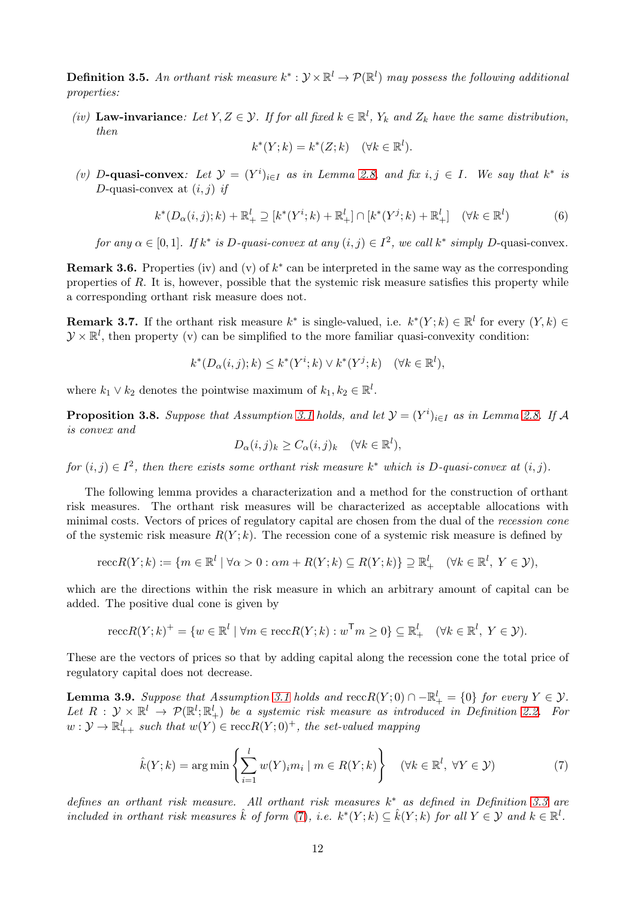**Definition 3.5.** *An orthant risk measure $k^* : \mathcal{Y} \times \mathbb{R}^l \to \mathcal{P}(\mathbb{R}^l)$ may possess the following additional properties:*

*(iv)* **Law-invariance***: Let $Y, Z \in \mathcal{Y}$. If for all fixed $k \in \mathbb{R}^l$, $Y_k$ and $Z_k$ have the same distribution, then*

$$k^*(Y;k) = k^*(Z;k) \quad (\forall k \in \mathbb{R}^l).$$

*(v)* $D$**-quasi-convex***: Let $\mathcal{Y} = (Y^i)_{i \in I}$ as in Lemma 2.8 and fix $i, j \in I$. We say that $k^*$ is $D$-quasi-convex at $(i,j)$ if*

$$k^*(D_\alpha(i,j);k) + \mathbb{R}^l_+ \supseteq [k^*(Y^i;k) + \mathbb{R}^l_+] \cap [k^*(Y^j;k) + \mathbb{R}^l_+] \quad (\forall k \in \mathbb{R}^l) \tag{6}$$

*for any $\alpha \in [0,1]$. If $k^*$ is $D$-quasi-convex at any $(i,j) \in I^2$, we call $k^*$ simply $D$-quasi-convex.*

**Remark 3.6.** Properties (iv) and (v) of $k^*$ can be interpreted in the same way as the corresponding properties of $R$. It is, however, possible that the systemic risk measure satisfies this property while a corresponding orthant risk measure does not.

**Remark 3.7.** If the orthant risk measure $k^*$ is single-valued, i.e. $k^*(Y;k) \in \mathbb{R}^l$ for every $(Y,k) \in \mathcal{Y} \times \mathbb{R}^l$, then property (v) can be simplified to the more familiar quasi-convexity condition:

$$k^*(D_\alpha(i,j);k) \leq k^*(Y^i;k) \vee k^*(Y^j;k) \quad (\forall k \in \mathbb{R}^l),$$

where $k_1 \vee k_2$ denotes the pointwise maximum of $k_1, k_2 \in \mathbb{R}^l$.

**Proposition 3.8.** *Suppose that Assumption 3.1 holds, and let $\mathcal{Y} = (Y^i)_{i \in I}$ as in Lemma 2.8. If $\mathcal{A}$ is convex and*

$$D_\alpha(i,j)_k \geq C_\alpha(i,j)_k \quad (\forall k \in \mathbb{R}^l),$$

*for $(i,j) \in I^2$, then there exists some orthant risk measure $k^*$ which is $D$-quasi-convex at $(i,j)$.*

The following lemma provides a characterization and a method for the construction of orthant risk measures. The orthant risk measures will be characterized as acceptable allocations with minimal costs. Vectors of prices of regulatory capital are chosen from the dual of the *recession cone* of the systemic risk measure $R(Y;k)$. The recession cone of a systemic risk measure is defined by

$$\operatorname{recc}R(Y;k) := \{m \in \mathbb{R}^l \mid \forall \alpha > 0 : \alpha m + R(Y;k) \subseteq R(Y;k)\} \supseteq \mathbb{R}^l_+ \quad (\forall k \in \mathbb{R}^l,\ Y \in \mathcal{Y}),$$

which are the directions within the risk measure in which an arbitrary amount of capital can be added. The positive dual cone is given by

$$\operatorname{recc}R(Y;k)^+ = \{w \in \mathbb{R}^l \mid \forall m \in \operatorname{recc}R(Y;k) : w^{\mathsf{T}} m \geq 0\} \subseteq \mathbb{R}^l_+ \quad (\forall k \in \mathbb{R}^l,\ Y \in \mathcal{Y}).$$

These are the vectors of prices so that by adding capital along the recession cone the total price of regulatory capital does not decrease.

**Lemma 3.9.** *Suppose that Assumption 3.1 holds and $\operatorname{recc}R(Y;0) \cap -\mathbb{R}^l_+ = \{0\}$ for every $Y \in \mathcal{Y}$. Let $R : \mathcal{Y} \times \mathbb{R}^l \to \mathcal{P}(\mathbb{R}^l; \mathbb{R}^l_+)$ be a systemic risk measure as introduced in Definition 2.2. For $w : \mathcal{Y} \to \mathbb{R}^l_{++}$ such that $w(Y) \in \operatorname{recc}R(Y;0)^+$, the set-valued mapping*

$$\hat{k}(Y;k) = \arg\min \left\{ \sum_{i=1}^{l} w(Y)_i m_i \mid m \in R(Y;k) \right\} \quad (\forall k \in \mathbb{R}^l,\ \forall Y \in \mathcal{Y}) \tag{7}$$

*defines an orthant risk measure. All orthant risk measures $k^*$ as defined in Definition 3.3 are included in orthant risk measures $\hat{k}$ of form (7), i.e. $k^*(Y;k) \subseteq \hat{k}(Y;k)$ for all $Y \in \mathcal{Y}$ and $k \in \mathbb{R}^l$.*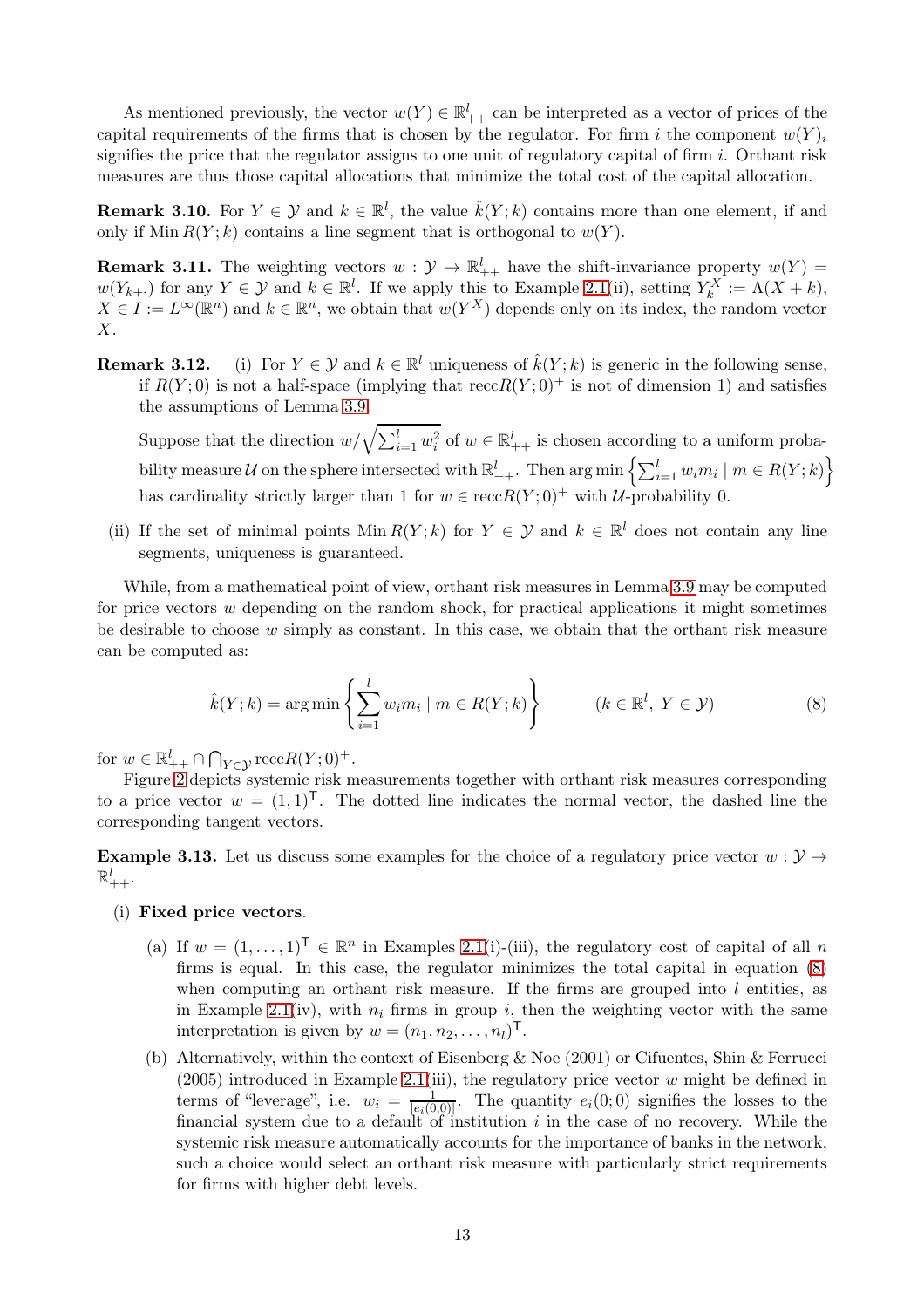As mentioned previously, the vector $w(Y) \in \mathbb{R}^l_{++}$ can be interpreted as a vector of prices of the capital requirements of the firms that is chosen by the regulator. For firm $i$ the component $w(Y)_i$ signifies the price that the regulator assigns to one unit of regulatory capital of firm $i$. Orthant risk measures are thus those capital allocations that minimize the total cost of the capital allocation.

**Remark 3.10.** For $Y \in \mathcal{Y}$ and $k \in \mathbb{R}^l$, the value $\hat{k}(Y; k)$ contains more than one element, if and only if $\operatorname{Min} R(Y; k)$ contains a line segment that is orthogonal to $w(Y)$.

**Remark 3.11.** The weighting vectors $w : \mathcal{Y} \to \mathbb{R}^l_{++}$ have the shift-invariance property $w(Y) = w(Y_{k+\cdot})$ for any $Y \in \mathcal{Y}$ and $k \in \mathbb{R}^l$. If we apply this to Example 2.1(ii), setting $Y^X_k := \Lambda(X + k)$, $X \in I := L^\infty(\mathbb{R}^n)$ and $k \in \mathbb{R}^n$, we obtain that $w(Y^X)$ depends only on its index, the random vector $X$.

**Remark 3.12.**

(i) For $Y \in \mathcal{Y}$ and $k \in \mathbb{R}^l$ uniqueness of $\hat{k}(Y; k)$ is generic in the following sense, if $R(Y; 0)$ is not a half-space (implying that $\operatorname{recc} R(Y; 0)^+$ is not of dimension 1) and satisfies the assumptions of Lemma 3.9:

Suppose that the direction $w/\sqrt{\sum_{i=1}^l w_i^2}$ of $w \in \mathbb{R}^l_{++}$ is chosen according to a uniform probability measure $\mathcal{U}$ on the sphere intersected with $\mathbb{R}^l_{++}$. Then $\arg\min \left\{\sum_{i=1}^l w_i m_i \mid m \in R(Y; k)\right\}$ has cardinality strictly larger than 1 for $w \in \operatorname{recc} R(Y; 0)^+$ with $\mathcal{U}$-probability 0.

(ii) If the set of minimal points $\operatorname{Min} R(Y; k)$ for $Y \in \mathcal{Y}$ and $k \in \mathbb{R}^l$ does not contain any line segments, uniqueness is guaranteed.

While, from a mathematical point of view, orthant risk measures in Lemma 3.9 may be computed for price vectors $w$ depending on the random shock, for practical applications it might sometimes be desirable to choose $w$ simply as constant. In this case, we obtain that the orthant risk measure can be computed as:

$$\hat{k}(Y; k) = \arg\min \left\{\sum_{i=1}^l w_i m_i \mid m \in R(Y; k)\right\} \qquad (k \in \mathbb{R}^l,\ Y \in \mathcal{Y}) \tag{8}$$

for $w \in \mathbb{R}^l_{++} \cap \bigcap_{Y \in \mathcal{Y}} \operatorname{recc} R(Y; 0)^+$.

Figure 2 depicts systemic risk measurements together with orthant risk measures corresponding to a price vector $w = (1, 1)^\mathsf{T}$. The dotted line indicates the normal vector, the dashed line the corresponding tangent vectors.

**Example 3.13.** Let us discuss some examples for the choice of a regulatory price vector $w : \mathcal{Y} \to \mathbb{R}^l_{++}$.

(i) **Fixed price vectors**.

(a) If $w = (1, \ldots, 1)^\mathsf{T} \in \mathbb{R}^n$ in Examples 2.1(i)-(iii), the regulatory cost of capital of all $n$ firms is equal. In this case, the regulator minimizes the total capital in equation (8) when computing an orthant risk measure. If the firms are grouped into $l$ entities, as in Example 2.1(iv), with $n_i$ firms in group $i$, then the weighting vector with the same interpretation is given by $w = (n_1, n_2, \ldots, n_l)^\mathsf{T}$.

(b) Alternatively, within the context of Eisenberg & Noe (2001) or Cifuentes, Shin & Ferrucci (2005) introduced in Example 2.1(iii), the regulatory price vector $w$ might be defined in terms of "leverage", i.e. $w_i = \frac{1}{|e_i(0;0)|}$. The quantity $e_i(0; 0)$ signifies the losses to the financial system due to a default of institution $i$ in the case of no recovery. While the systemic risk measure automatically accounts for the importance of banks in the network, such a choice would select an orthant risk measure with particularly strict requirements for firms with higher debt levels.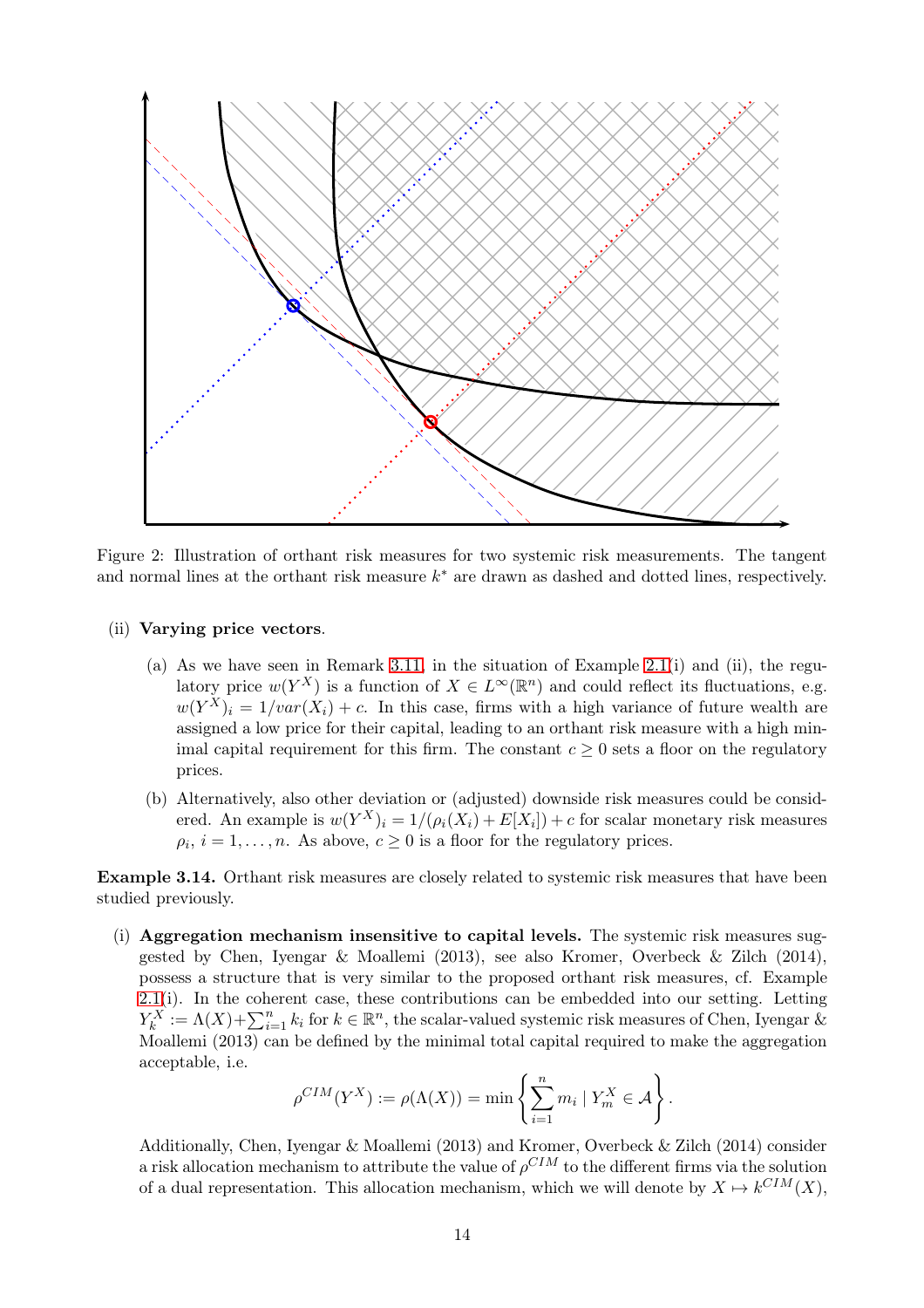Figure 2: Illustration of orthant risk measures for two systemic risk measurements. The tangent and normal lines at the orthant risk measure $k^*$ are drawn as dashed and dotted lines, respectively.

(ii) **Varying price vectors**.

(a) As we have seen in Remark 3.11, in the situation of Example 2.1(i) and (ii), the regulatory price $w(Y^X)$ is a function of $X \in L^\infty(\mathbb{R}^n)$ and could reflect its fluctuations, e.g. $w(Y^X)_i = 1/var(X_i) + c$. In this case, firms with a high variance of future wealth are assigned a low price for their capital, leading to an orthant risk measure with a high minimal capital requirement for this firm. The constant $c \geq 0$ sets a floor on the regulatory prices.

(b) Alternatively, also other deviation or (adjusted) downside risk measures could be considered. An example is $w(Y^X)_i = 1/(\rho_i(X_i) + E[X_i]) + c$ for scalar monetary risk measures $\rho_i$, $i = 1, \ldots, n$. As above, $c \geq 0$ is a floor for the regulatory prices.

**Example 3.14.** Orthant risk measures are closely related to systemic risk measures that have been studied previously.

(i) **Aggregation mechanism insensitive to capital levels.** The systemic risk measures suggested by Chen, Iyengar & Moallemi (2013), see also Kromer, Overbeck & Zilch (2014), possess a structure that is very similar to the proposed orthant risk measures, cf. Example 2.1(i). In the coherent case, these contributions can be embedded into our setting. Letting $Y_k^X := \Lambda(X) + \sum_{i=1}^n k_i$ for $k \in \mathbb{R}^n$, the scalar-valued systemic risk measures of Chen, Iyengar & Moallemi (2013) can be defined by the minimal total capital required to make the aggregation acceptable, i.e.

$$\rho^{CIM}(Y^X) := \rho(\Lambda(X)) = \min \left\{ \sum_{i=1}^n m_i \mid Y_m^X \in \mathcal{A} \right\}.$$

Additionally, Chen, Iyengar & Moallemi (2013) and Kromer, Overbeck & Zilch (2014) consider a risk allocation mechanism to attribute the value of $\rho^{CIM}$ to the different firms via the solution of a dual representation. This allocation mechanism, which we will denote by $X \mapsto k^{CIM}(X)$,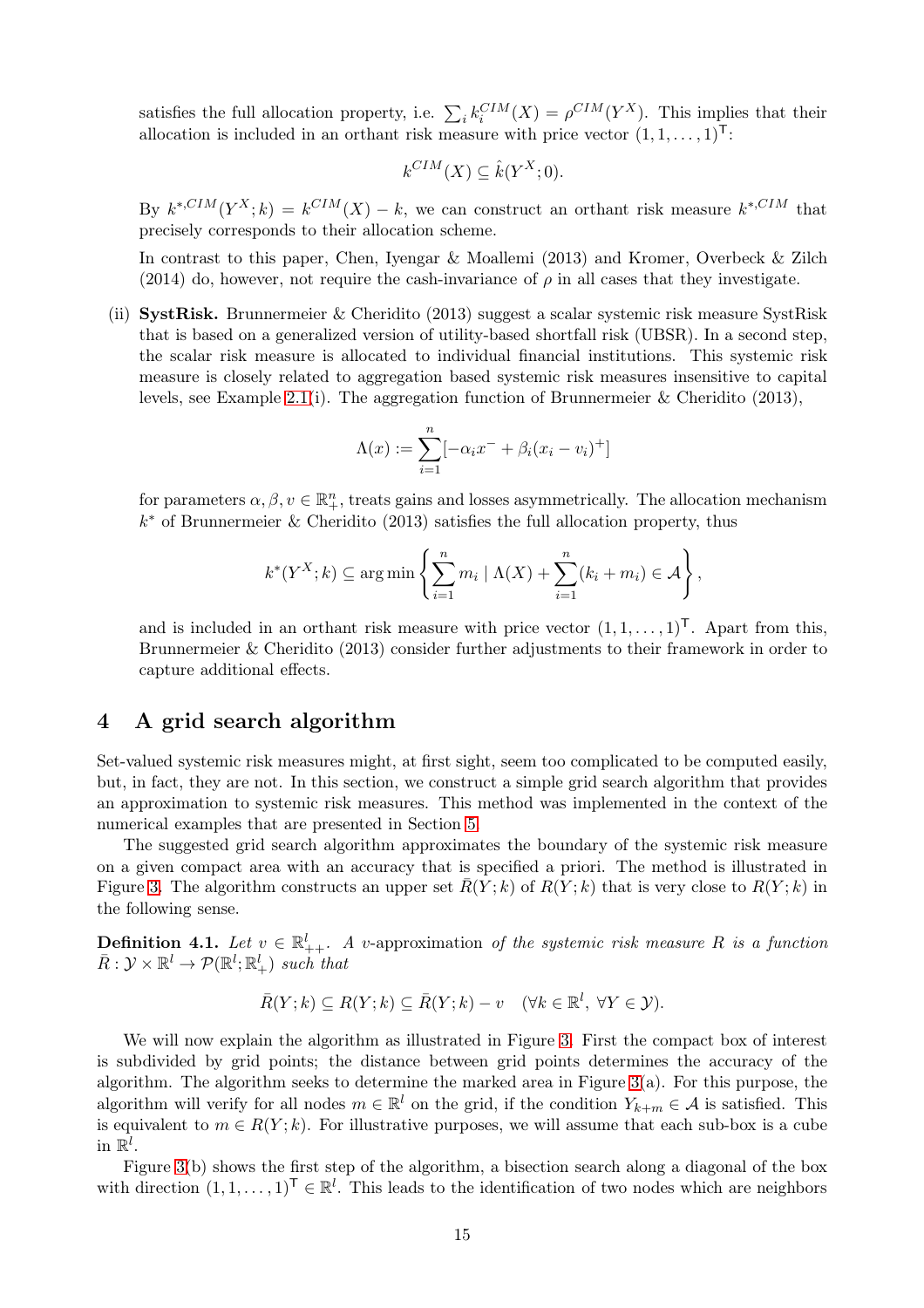satisfies the full allocation property, i.e. $\sum_i k_i^{CIM}(X) = \rho^{CIM}(Y^X)$. This implies that their allocation is included in an orthant risk measure with price vector $(1, 1, \ldots, 1)^{\mathsf{T}}$:

$$k^{CIM}(X) \subseteq \hat{k}(Y^X; 0).$$

By $k^{*,CIM}(Y^X; k) = k^{CIM}(X) - k$, we can construct an orthant risk measure $k^{*,CIM}$ that precisely corresponds to their allocation scheme.

In contrast to this paper, Chen, Iyengar & Moallemi (2013) and Kromer, Overbeck & Zilch (2014) do, however, not require the cash-invariance of $\rho$ in all cases that they investigate.

(ii) **SystRisk.** Brunnermeier & Cheridito (2013) suggest a scalar systemic risk measure SystRisk that is based on a generalized version of utility-based shortfall risk (UBSR). In a second step, the scalar risk measure is allocated to individual financial institutions. This systemic risk measure is closely related to aggregation based systemic risk measures insensitive to capital levels, see Example 2.1(i). The aggregation function of Brunnermeier & Cheridito (2013),

$$\Lambda(x) := \sum_{i=1}^{n} [-\alpha_i x^- + \beta_i (x_i - v_i)^+]$$

for parameters $\alpha, \beta, v \in \mathbb{R}^n_+$, treats gains and losses asymmetrically. The allocation mechanism $k^*$ of Brunnermeier & Cheridito (2013) satisfies the full allocation property, thus

$$k^*(Y^X; k) \subseteq \arg\min \left\{ \sum_{i=1}^{n} m_i \mid \Lambda(X) + \sum_{i=1}^{n} (k_i + m_i) \in \mathcal{A} \right\},$$

and is included in an orthant risk measure with price vector $(1, 1, \ldots, 1)^{\mathsf{T}}$. Apart from this, Brunnermeier & Cheridito (2013) consider further adjustments to their framework in order to capture additional effects.

# 4 A grid search algorithm

Set-valued systemic risk measures might, at first sight, seem too complicated to be computed easily, but, in fact, they are not. In this section, we construct a simple grid search algorithm that provides an approximation to systemic risk measures. This method was implemented in the context of the numerical examples that are presented in Section 5.

The suggested grid search algorithm approximates the boundary of the systemic risk measure on a given compact area with an accuracy that is specified a priori. The method is illustrated in Figure 3. The algorithm constructs an upper set $\bar{R}(Y; k)$ of $R(Y; k)$ that is very close to $R(Y; k)$ in the following sense.

**Definition 4.1.** *Let $v \in \mathbb{R}^l_{++}$. A* $v$-approximation *of the systemic risk measure $R$ is a function $\bar{R} : \mathcal{Y} \times \mathbb{R}^l \to \mathcal{P}(\mathbb{R}^l; \mathbb{R}^l_+)$ such that*

$$\bar{R}(Y; k) \subseteq R(Y; k) \subseteq \bar{R}(Y; k) - v \quad (\forall k \in \mathbb{R}^l,\ \forall Y \in \mathcal{Y}).$$

We will now explain the algorithm as illustrated in Figure 3. First the compact box of interest is subdivided by grid points; the distance between grid points determines the accuracy of the algorithm. The algorithm seeks to determine the marked area in Figure 3(a). For this purpose, the algorithm will verify for all nodes $m \in \mathbb{R}^l$ on the grid, if the condition $Y_{k+m} \in \mathcal{A}$ is satisfied. This is equivalent to $m \in R(Y; k)$. For illustrative purposes, we will assume that each sub-box is a cube in $\mathbb{R}^l$.

Figure 3(b) shows the first step of the algorithm, a bisection search along a diagonal of the box with direction $(1, 1, \ldots, 1)^{\mathsf{T}} \in \mathbb{R}^l$. This leads to the identification of two nodes which are neighbors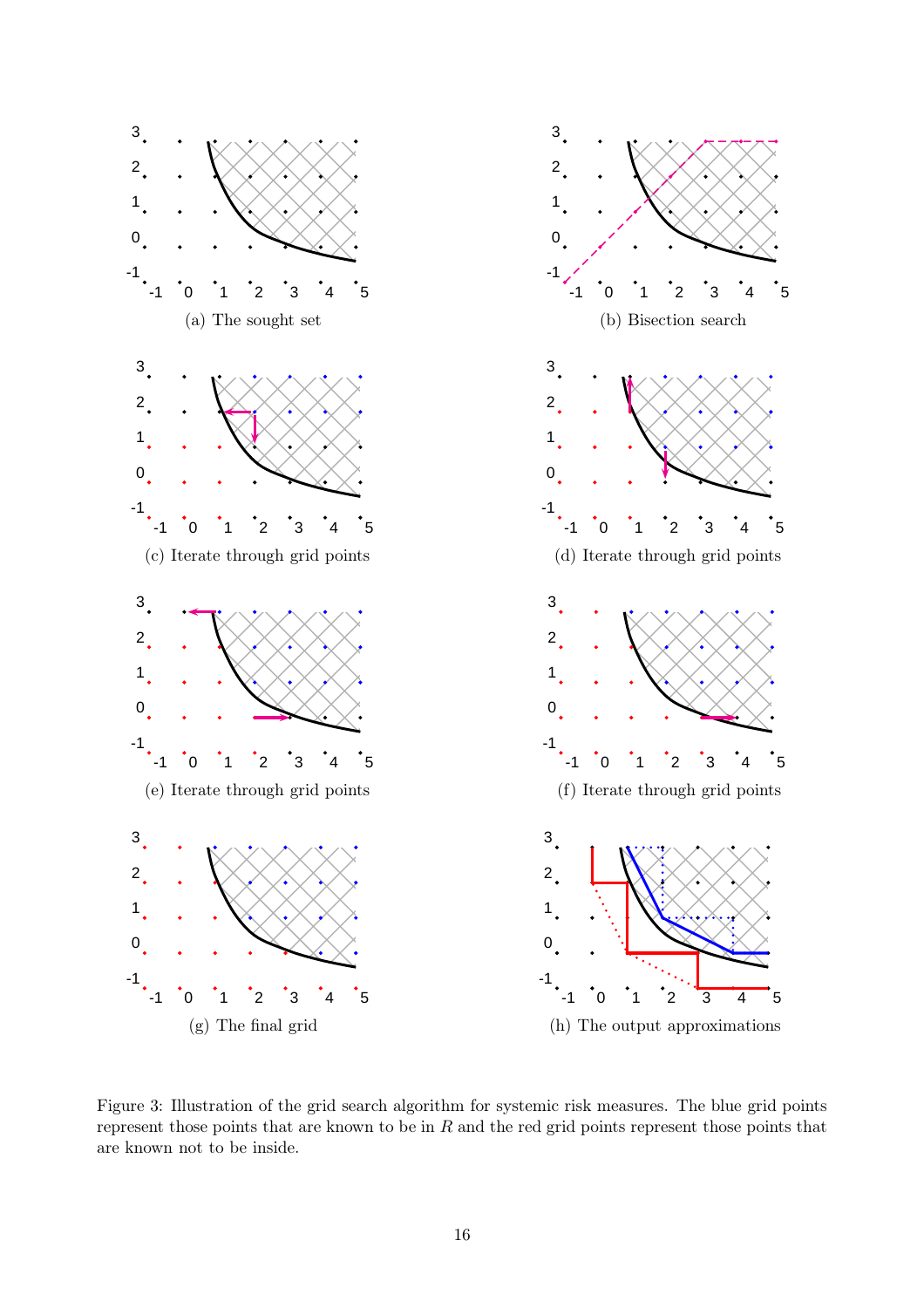(a) The sought set

(b) Bisection search

(c) Iterate through grid points

(d) Iterate through grid points

(e) Iterate through grid points

(f) Iterate through grid points

(g) The final grid

(h) The output approximations

Figure 3: Illustration of the grid search algorithm for systemic risk measures. The blue grid points represent those points that are known to be in $R$ and the red grid points represent those points that are known not to be inside.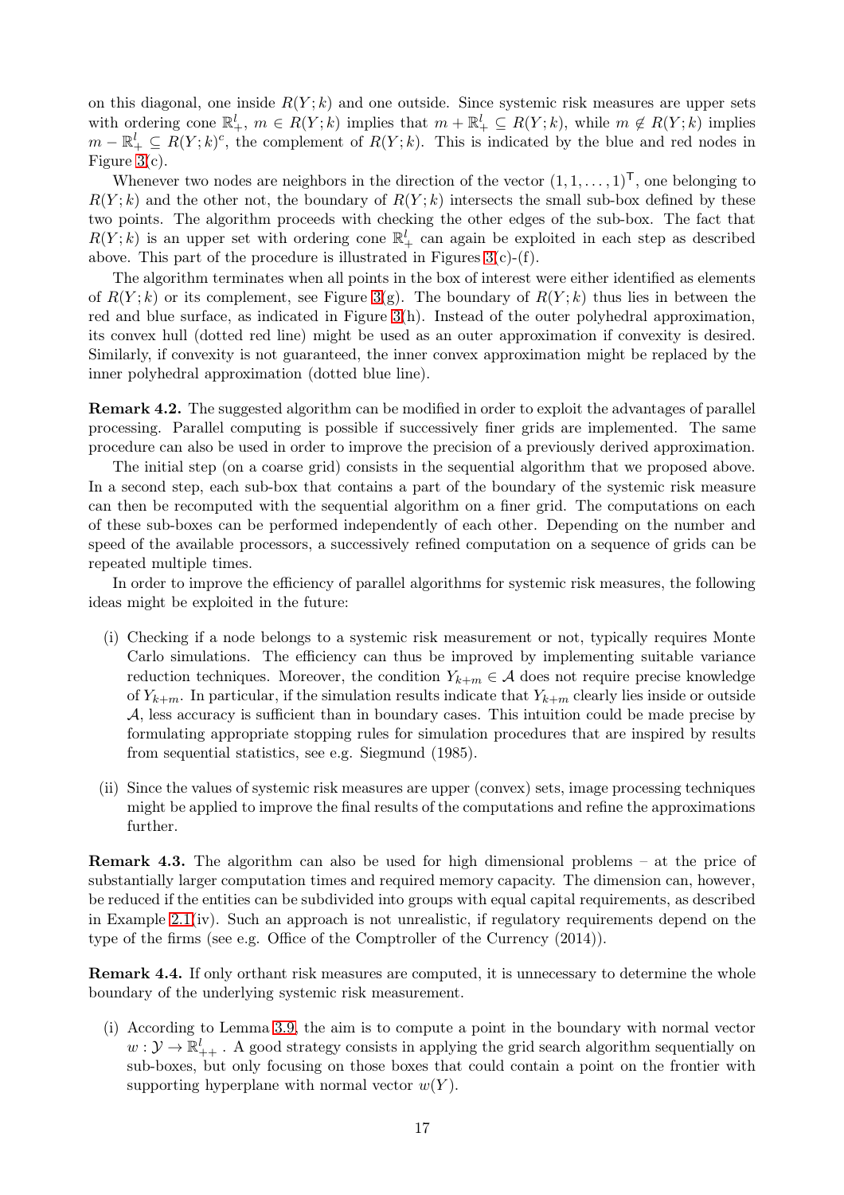on this diagonal, one inside $R(Y;k)$ and one outside. Since systemic risk measures are upper sets with ordering cone $\mathbb{R}^l_+$, $m \in R(Y;k)$ implies that $m + \mathbb{R}^l_+ \subseteq R(Y;k)$, while $m \notin R(Y;k)$ implies $m - \mathbb{R}^l_+ \subseteq R(Y;k)^c$, the complement of $R(Y;k)$. This is indicated by the blue and red nodes in Figure 3(c).

Whenever two nodes are neighbors in the direction of the vector $(1,1,\ldots,1)^\mathsf{T}$, one belonging to $R(Y;k)$ and the other not, the boundary of $R(Y;k)$ intersects the small sub-box defined by these two points. The algorithm proceeds with checking the other edges of the sub-box. The fact that $R(Y;k)$ is an upper set with ordering cone $\mathbb{R}^l_+$ can again be exploited in each step as described above. This part of the procedure is illustrated in Figures 3(c)-(f).

The algorithm terminates when all points in the box of interest were either identified as elements of $R(Y;k)$ or its complement, see Figure 3(g). The boundary of $R(Y;k)$ thus lies in between the red and blue surface, as indicated in Figure 3(h). Instead of the outer polyhedral approximation, its convex hull (dotted red line) might be used as an outer approximation if convexity is desired. Similarly, if convexity is not guaranteed, the inner convex approximation might be replaced by the inner polyhedral approximation (dotted blue line).

**Remark 4.2.** The suggested algorithm can be modified in order to exploit the advantages of parallel processing. Parallel computing is possible if successively finer grids are implemented. The same procedure can also be used in order to improve the precision of a previously derived approximation.

The initial step (on a coarse grid) consists in the sequential algorithm that we proposed above. In a second step, each sub-box that contains a part of the boundary of the systemic risk measure can then be recomputed with the sequential algorithm on a finer grid. The computations on each of these sub-boxes can be performed independently of each other. Depending on the number and speed of the available processors, a successively refined computation on a sequence of grids can be repeated multiple times.

In order to improve the efficiency of parallel algorithms for systemic risk measures, the following ideas might be exploited in the future:

(i) Checking if a node belongs to a systemic risk measurement or not, typically requires Monte Carlo simulations. The efficiency can thus be improved by implementing suitable variance reduction techniques. Moreover, the condition $Y_{k+m} \in \mathcal{A}$ does not require precise knowledge of $Y_{k+m}$. In particular, if the simulation results indicate that $Y_{k+m}$ clearly lies inside or outside $\mathcal{A}$, less accuracy is sufficient than in boundary cases. This intuition could be made precise by formulating appropriate stopping rules for simulation procedures that are inspired by results from sequential statistics, see e.g. Siegmund (1985).

(ii) Since the values of systemic risk measures are upper (convex) sets, image processing techniques might be applied to improve the final results of the computations and refine the approximations further.

**Remark 4.3.** The algorithm can also be used for high dimensional problems – at the price of substantially larger computation times and required memory capacity. The dimension can, however, be reduced if the entities can be subdivided into groups with equal capital requirements, as described in Example 2.1(iv). Such an approach is not unrealistic, if regulatory requirements depend on the type of the firms (see e.g. Office of the Comptroller of the Currency (2014)).

**Remark 4.4.** If only orthant risk measures are computed, it is unnecessary to determine the whole boundary of the underlying systemic risk measurement.

(i) According to Lemma 3.9, the aim is to compute a point in the boundary with normal vector $w : \mathcal{Y} \to \mathbb{R}^l_{++}$ . A good strategy consists in applying the grid search algorithm sequentially on sub-boxes, but only focusing on those boxes that could contain a point on the frontier with supporting hyperplane with normal vector $w(Y)$.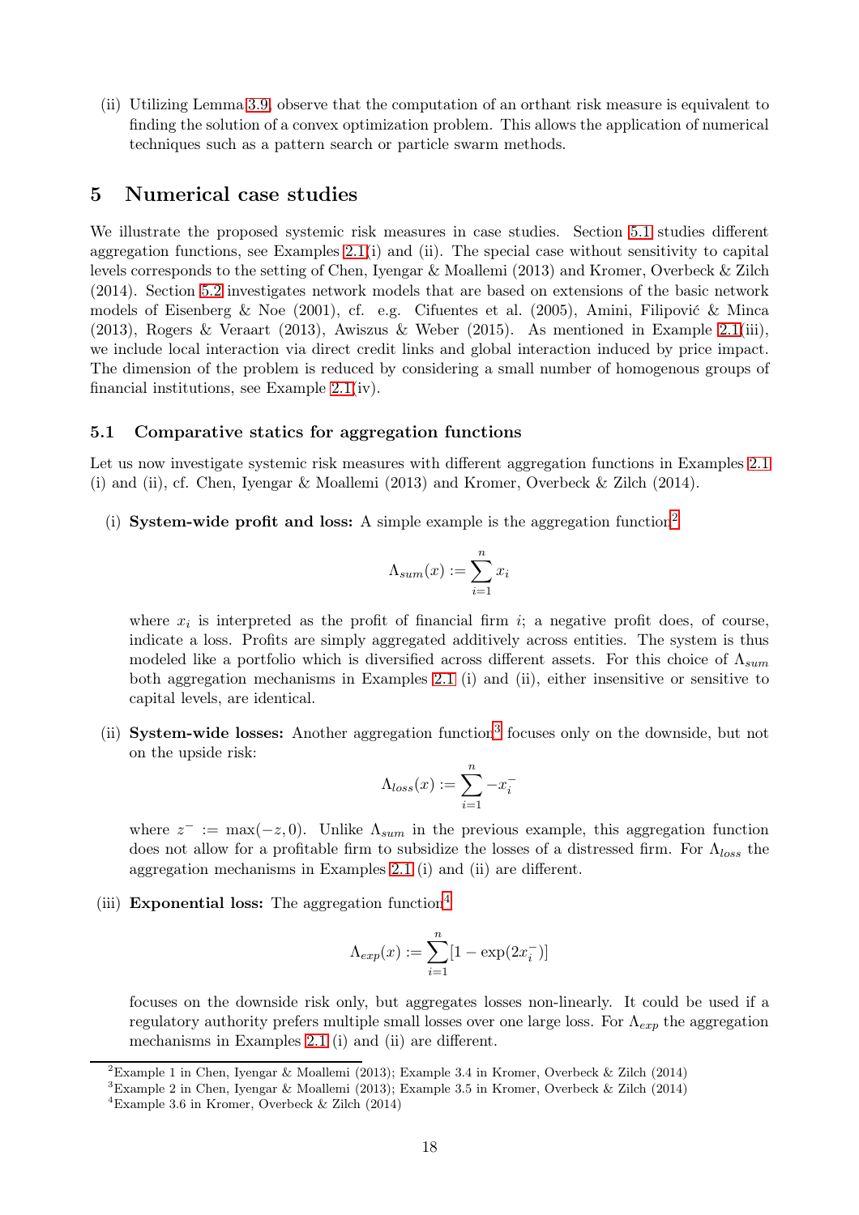(ii) Utilizing Lemma 3.9, observe that the computation of an orthant risk measure is equivalent to finding the solution of a convex optimization problem. This allows the application of numerical techniques such as a pattern search or particle swarm methods.

# 5 Numerical case studies

We illustrate the proposed systemic risk measures in case studies. Section 5.1 studies different aggregation functions, see Examples 2.1(i) and (ii). The special case without sensitivity to capital levels corresponds to the setting of Chen, Iyengar & Moallemi (2013) and Kromer, Overbeck & Zilch (2014). Section 5.2 investigates network models that are based on extensions of the basic network models of Eisenberg & Noe (2001), cf. e.g. Cifuentes et al. (2005), Amini, Filipović & Minca (2013), Rogers & Veraart (2013), Awiszus & Weber (2015). As mentioned in Example 2.1(iii), we include local interaction via direct credit links and global interaction induced by price impact. The dimension of the problem is reduced by considering a small number of homogenous groups of financial institutions, see Example 2.1(iv).

## 5.1 Comparative statics for aggregation functions

Let us now investigate systemic risk measures with different aggregation functions in Examples 2.1 (i) and (ii), cf. Chen, Iyengar & Moallemi (2013) and Kromer, Overbeck & Zilch (2014).

(i) **System-wide profit and loss:** A simple example is the aggregation function[2]

$$\Lambda_{sum}(x) := \sum_{i=1}^{n} x_i$$

where $x_i$ is interpreted as the profit of financial firm $i$; a negative profit does, of course, indicate a loss. Profits are simply aggregated additively across entities. The system is thus modeled like a portfolio which is diversified across different assets. For this choice of $\Lambda_{sum}$ both aggregation mechanisms in Examples 2.1 (i) and (ii), either insensitive or sensitive to capital levels, are identical.

(ii) **System-wide losses:** Another aggregation function[3] focuses only on the downside, but not on the upside risk:

$$\Lambda_{loss}(x) := \sum_{i=1}^{n} -x_i^-$$

where $z^- := \max(-z, 0)$. Unlike $\Lambda_{sum}$ in the previous example, this aggregation function does not allow for a profitable firm to subsidize the losses of a distressed firm. For $\Lambda_{loss}$ the aggregation mechanisms in Examples 2.1 (i) and (ii) are different.

(iii) **Exponential loss:** The aggregation function[4]

$$\Lambda_{exp}(x) := \sum_{i=1}^{n} [1 - \exp(2x_i^-)]$$

focuses on the downside risk only, but aggregates losses non-linearly. It could be used if a regulatory authority prefers multiple small losses over one large loss. For $\Lambda_{exp}$ the aggregation mechanisms in Examples 2.1 (i) and (ii) are different.

[2] Example 1 in Chen, Iyengar & Moallemi (2013); Example 3.4 in Kromer, Overbeck & Zilch (2014)

[3] Example 2 in Chen, Iyengar & Moallemi (2013); Example 3.5 in Kromer, Overbeck & Zilch (2014)

[4] Example 3.6 in Kromer, Overbeck & Zilch (2014)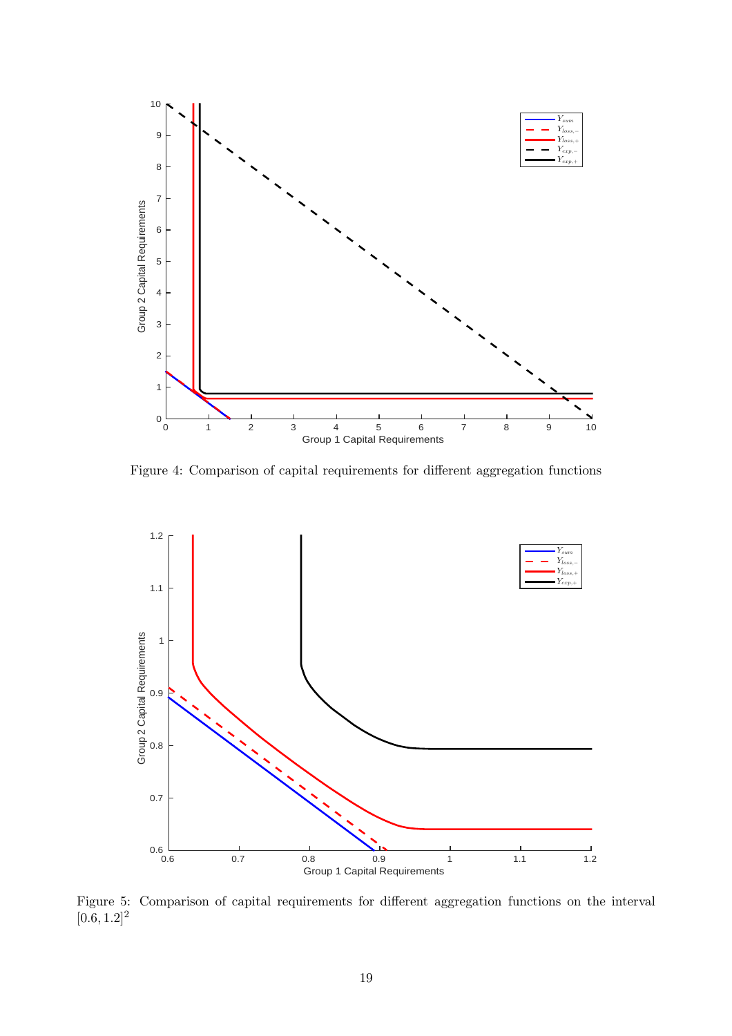Figure 4: Comparison of capital requirements for different aggregation functions

Figure 5: Comparison of capital requirements for different aggregation functions on the interval $[0.6, 1.2]^2$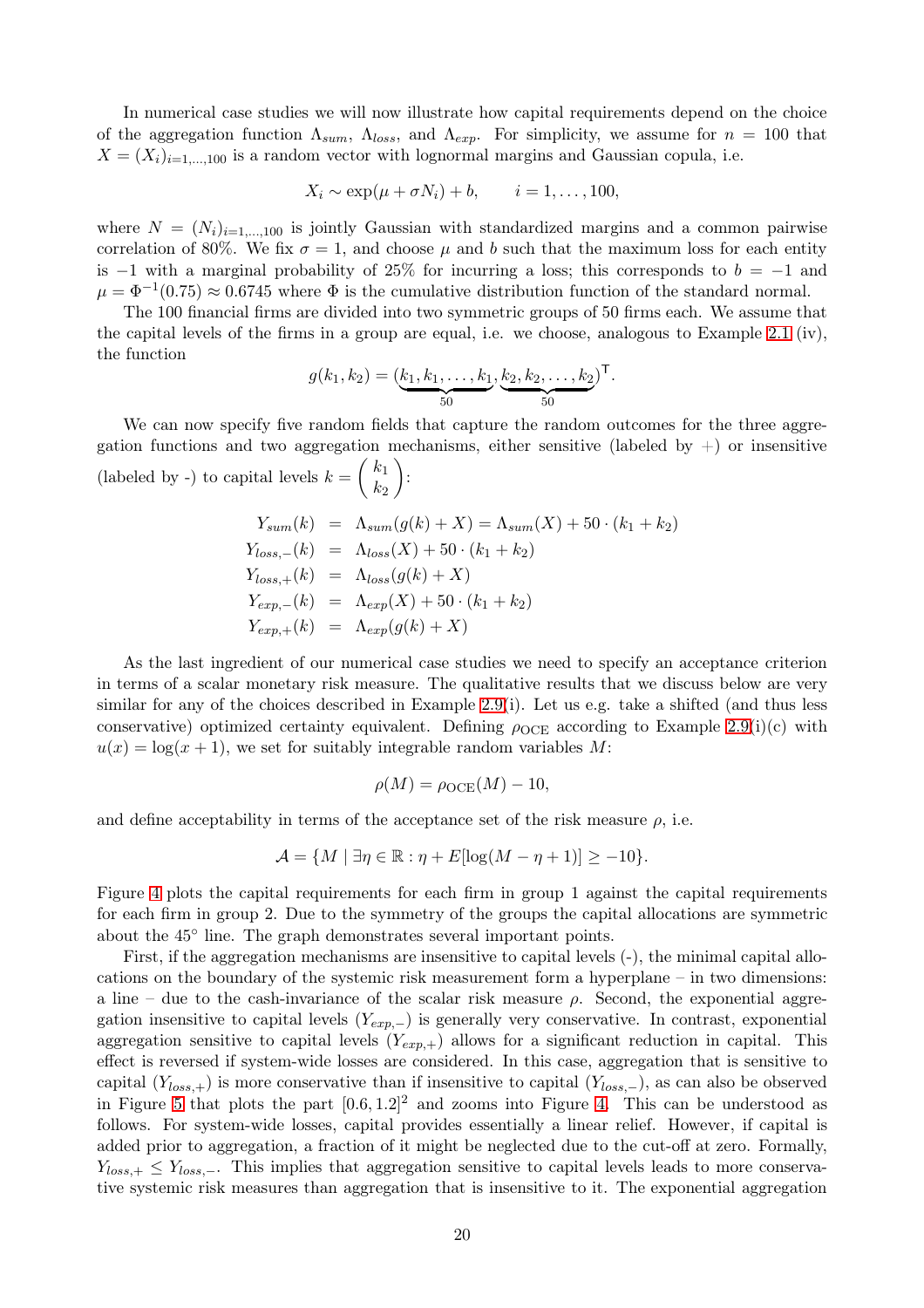In numerical case studies we will now illustrate how capital requirements depend on the choice of the aggregation function $\Lambda_{sum}$, $\Lambda_{loss}$, and $\Lambda_{exp}$. For simplicity, we assume for $n = 100$ that $X = (X_i)_{i=1,\dots,100}$ is a random vector with lognormal margins and Gaussian copula, i.e.

$$X_i \sim \exp(\mu + \sigma N_i) + b, \qquad i = 1, \dots, 100,$$

where $N = (N_i)_{i=1,\dots,100}$ is jointly Gaussian with standardized margins and a common pairwise correlation of 80%. We fix $\sigma = 1$, and choose $\mu$ and $b$ such that the maximum loss for each entity is $-1$ with a marginal probability of 25% for incurring a loss; this corresponds to $b = -1$ and $\mu = \Phi^{-1}(0.75) \approx 0.6745$ where $\Phi$ is the cumulative distribution function of the standard normal.

The 100 financial firms are divided into two symmetric groups of 50 firms each. We assume that the capital levels of the firms in a group are equal, i.e. we choose, analogous to Example 2.1 (iv), the function

$$g(k_1, k_2) = (\underbrace{k_1, k_1, \dots, k_1}_{50}, \underbrace{k_2, k_2, \dots, k_2}_{50})^\mathsf{T}.$$

We can now specify five random fields that capture the random outcomes for the three aggregation functions and two aggregation mechanisms, either sensitive (labeled by $+$) or insensitive (labeled by -) to capital levels $k = \begin{pmatrix} k_1 \\ k_2 \end{pmatrix}$:

$$\begin{aligned}
Y_{sum}(k) &= \Lambda_{sum}(g(k) + X) = \Lambda_{sum}(X) + 50 \cdot (k_1 + k_2) \\
Y_{loss,-}(k) &= \Lambda_{loss}(X) + 50 \cdot (k_1 + k_2) \\
Y_{loss,+}(k) &= \Lambda_{loss}(g(k) + X) \\
Y_{exp,-}(k) &= \Lambda_{exp}(X) + 50 \cdot (k_1 + k_2) \\
Y_{exp,+}(k) &= \Lambda_{exp}(g(k) + X)
\end{aligned}$$

As the last ingredient of our numerical case studies we need to specify an acceptance criterion in terms of a scalar monetary risk measure. The qualitative results that we discuss below are very similar for any of the choices described in Example 2.9(i). Let us e.g. take a shifted (and thus less conservative) optimized certainty equivalent. Defining $\rho_{\mathrm{OCE}}$ according to Example 2.9(i)(c) with $u(x) = \log(x + 1)$, we set for suitably integrable random variables $M$:

$$\rho(M) = \rho_{\mathrm{OCE}}(M) - 10,$$

and define acceptability in terms of the acceptance set of the risk measure $\rho$, i.e.

$$\mathcal{A} = \{M \mid \exists \eta \in \mathbb{R} : \eta + E[\log(M - \eta + 1)] \geq -10\}.$$

Figure 4 plots the capital requirements for each firm in group 1 against the capital requirements for each firm in group 2. Due to the symmetry of the groups the capital allocations are symmetric about the 45° line. The graph demonstrates several important points.

First, if the aggregation mechanisms are insensitive to capital levels (-), the minimal capital allocations on the boundary of the systemic risk measurement form a hyperplane – in two dimensions: a line – due to the cash-invariance of the scalar risk measure $\rho$. Second, the exponential aggregation insensitive to capital levels ($Y_{exp,-}$) is generally very conservative. In contrast, exponential aggregation sensitive to capital levels ($Y_{exp,+}$) allows for a significant reduction in capital. This effect is reversed if system-wide losses are considered. In this case, aggregation that is sensitive to capital ($Y_{loss,+}$) is more conservative than if insensitive to capital ($Y_{loss,-}$), as can also be observed in Figure 5 that plots the part $[0.6, 1.2]^2$ and zooms into Figure 4. This can be understood as follows. For system-wide losses, capital provides essentially a linear relief. However, if capital is added prior to aggregation, a fraction of it might be neglected due to the cut-off at zero. Formally, $Y_{loss,+} \leq Y_{loss,-}$. This implies that aggregation sensitive to capital levels leads to more conservative systemic risk measures than aggregation that is insensitive to it. The exponential aggregation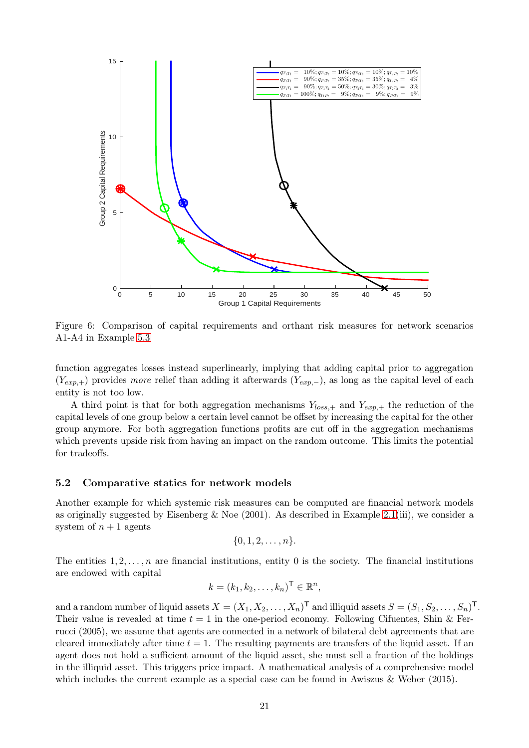Figure 6: Comparison of capital requirements and orthant risk measures for network scenarios A1-A4 in Example 5.3

function aggregates losses instead superlinearly, implying that adding capital prior to aggregation ($Y_{exp,+}$) provides *more* relief than adding it afterwards ($Y_{exp,-}$), as long as the capital level of each entity is not too low.

A third point is that for both aggregation mechanisms $Y_{loss,+}$ and $Y_{exp,+}$ the reduction of the capital levels of one group below a certain level cannot be offset by increasing the capital for the other group anymore. For both aggregation functions profits are cut off in the aggregation mechanisms which prevents upside risk from having an impact on the random outcome. This limits the potential for tradeoffs.

### 5.2 Comparative statics for network models

Another example for which systemic risk measures can be computed are financial network models as originally suggested by Eisenberg & Noe (2001). As described in Example 2.1(iii), we consider a system of $n+1$ agents

$$\{0, 1, 2, \dots, n\}.$$

The entities $1, 2, \dots, n$ are financial institutions, entity 0 is the society. The financial institutions are endowed with capital

$$k = (k_1, k_2, \dots, k_n)^{\mathsf{T}} \in \mathbb{R}^n,$$

and a random number of liquid assets $X = (X_1, X_2, \dots, X_n)^{\mathsf{T}}$ and illiquid assets $S = (S_1, S_2, \dots, S_n)^{\mathsf{T}}$. Their value is revealed at time $t = 1$ in the one-period economy. Following Cifuentes, Shin & Ferrucci (2005), we assume that agents are connected in a network of bilateral debt agreements that are cleared immediately after time $t = 1$. The resulting payments are transfers of the liquid asset. If an agent does not hold a sufficient amount of the liquid asset, she must sell a fraction of the holdings in the illiquid asset. This triggers price impact. A mathematical analysis of a comprehensive model which includes the current example as a special case can be found in Awiszus & Weber (2015).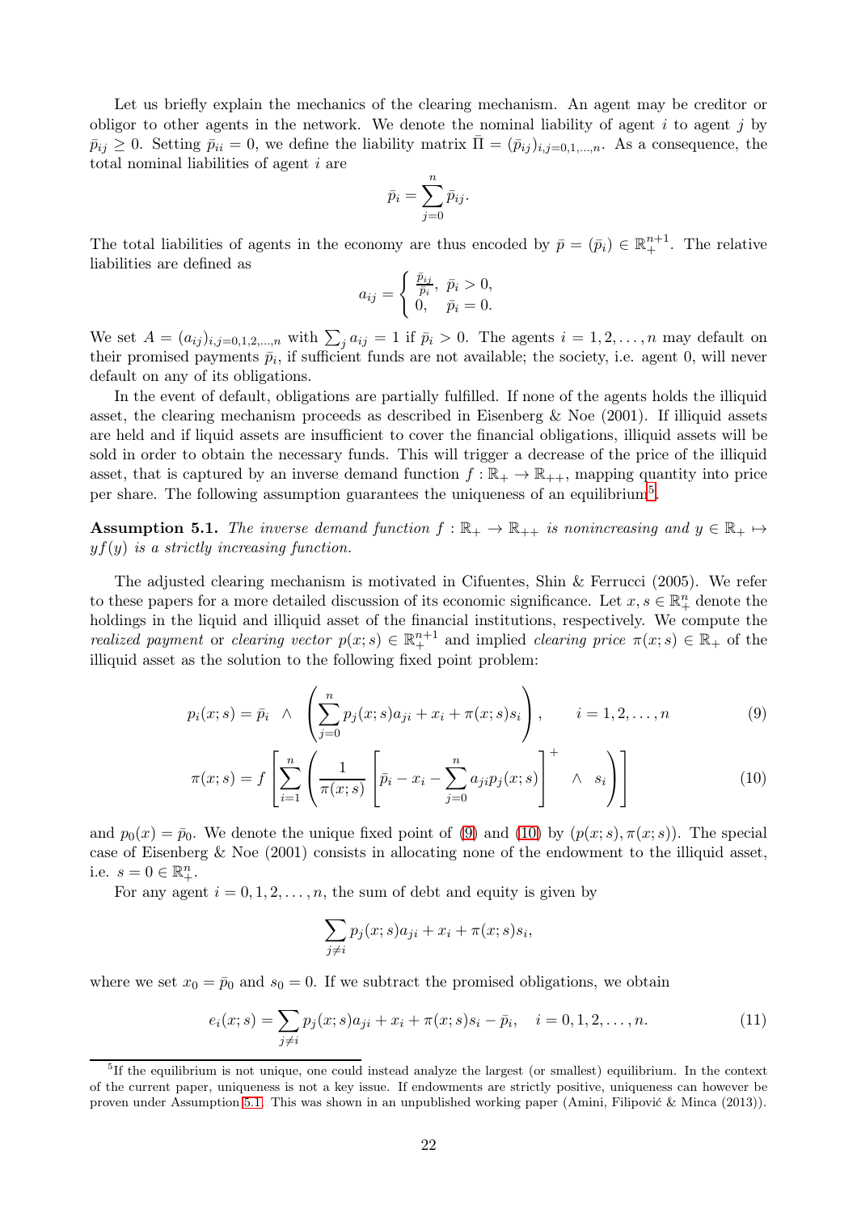Let us briefly explain the mechanics of the clearing mechanism. An agent may be creditor or obligor to other agents in the network. We denote the nominal liability of agent $i$ to agent $j$ by $\bar{p}_{ij} \geq 0$. Setting $\bar{p}_{ii} = 0$, we define the liability matrix $\bar{\Pi} = (\bar{p}_{ij})_{i,j=0,1,\dots,n}$. As a consequence, the total nominal liabilities of agent $i$ are

$$\bar{p}_i = \sum_{j=0}^{n} \bar{p}_{ij}.$$

The total liabilities of agents in the economy are thus encoded by $\bar{p} = (\bar{p}_i) \in \mathbb{R}_+^{n+1}$. The relative liabilities are defined as

$$a_{ij} = \begin{cases} \frac{\bar{p}_{ij}}{\bar{p}_i}, & \bar{p}_i > 0, \\ 0, & \bar{p}_i = 0. \end{cases}$$

We set $A = (a_{ij})_{i,j=0,1,2,\dots,n}$ with $\sum_j a_{ij} = 1$ if $\bar{p}_i > 0$. The agents $i = 1, 2, \dots, n$ may default on their promised payments $\bar{p}_i$, if sufficient funds are not available; the society, i.e. agent 0, will never default on any of its obligations.

In the event of default, obligations are partially fulfilled. If none of the agents holds the illiquid asset, the clearing mechanism proceeds as described in Eisenberg & Noe (2001). If illiquid assets are held and if liquid assets are insufficient to cover the financial obligations, illiquid assets will be sold in order to obtain the necessary funds. This will trigger a decrease of the price of the illiquid asset, that is captured by an inverse demand function $f : \mathbb{R}_+ \to \mathbb{R}_{++}$, mapping quantity into price per share. The following assumption guarantees the uniqueness of an equilibrium[5].

**Assumption 5.1.** *The inverse demand function $f : \mathbb{R}_+ \to \mathbb{R}_{++}$ is nonincreasing and $y \in \mathbb{R}_+ \mapsto yf(y)$ is a strictly increasing function.*

The adjusted clearing mechanism is motivated in Cifuentes, Shin & Ferrucci (2005). We refer to these papers for a more detailed discussion of its economic significance. Let $x, s \in \mathbb{R}_+^n$ denote the holdings in the liquid and illiquid asset of the financial institutions, respectively. We compute the *realized payment* or *clearing vector* $p(x; s) \in \mathbb{R}_+^{n+1}$ and implied *clearing price* $\pi(x; s) \in \mathbb{R}_+$ of the illiquid asset as the solution to the following fixed point problem:

$$p_i(x; s) = \bar{p}_i \;\wedge\; \left( \sum_{j=0}^{n} p_j(x; s) a_{ji} + x_i + \pi(x; s) s_i \right), \qquad i = 1, 2, \dots, n \tag{9}$$

$$\pi(x; s) = f\left[ \sum_{i=1}^{n} \left( \frac{1}{\pi(x; s)} \left[ \bar{p}_i - x_i - \sum_{j=0}^{n} a_{ji} p_j(x; s) \right]^+ \;\wedge\; s_i \right) \right] \tag{10}$$

and $p_0(x) = \bar{p}_0$. We denote the unique fixed point of (9) and (10) by $(p(x; s), \pi(x; s))$. The special case of Eisenberg & Noe (2001) consists in allocating none of the endowment to the illiquid asset, i.e. $s = 0 \in \mathbb{R}_+^n$.

For any agent $i = 0, 1, 2, \dots, n$, the sum of debt and equity is given by

$$\sum_{j \neq i} p_j(x; s) a_{ji} + x_i + \pi(x; s) s_i,$$

where we set $x_0 = \bar{p}_0$ and $s_0 = 0$. If we subtract the promised obligations, we obtain

$$e_i(x; s) = \sum_{j \neq i} p_j(x; s) a_{ji} + x_i + \pi(x; s) s_i - \bar{p}_i, \quad i = 0, 1, 2, \dots, n. \tag{11}$$

[5] If the equilibrium is not unique, one could instead analyze the largest (or smallest) equilibrium. In the context of the current paper, uniqueness is not a key issue. If endowments are strictly positive, uniqueness can however be proven under Assumption 5.1. This was shown in an unpublished working paper (Amini, Filipović & Minca (2013)).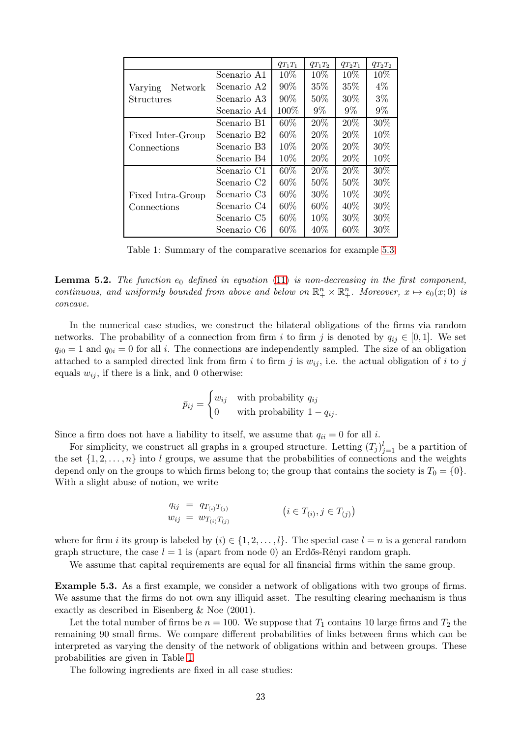| | | $q_{T_1T_1}$ | $q_{T_1T_2}$ | $q_{T_2T_1}$ | $q_{T_2T_2}$ |
|---|---|---|---|---|---|
| Varying Network Structures | Scenario A1 | 10% | 10% | 10% | 10% |
| | Scenario A2 | 90% | 35% | 35% | 4% |
| | Scenario A3 | 90% | 50% | 30% | 3% |
| | Scenario A4 | 100% | 9% | 9% | 9% |
| Fixed Inter-Group Connections | Scenario B1 | 60% | 20% | 20% | 30% |
| | Scenario B2 | 60% | 20% | 20% | 10% |
| | Scenario B3 | 10% | 20% | 20% | 30% |
| | Scenario B4 | 10% | 20% | 20% | 10% |
| Fixed Intra-Group Connections | Scenario C1 | 60% | 20% | 20% | 30% |
| | Scenario C2 | 60% | 50% | 50% | 30% |
| | Scenario C3 | 60% | 30% | 10% | 30% |
| | Scenario C4 | 60% | 60% | 40% | 30% |
| | Scenario C5 | 60% | 10% | 30% | 30% |
| | Scenario C6 | 60% | 40% | 60% | 30% |

Table 1: Summary of the comparative scenarios for example 5.3

**Lemma 5.2.** *The function $e_0$ defined in equation (11) is non-decreasing in the first component, continuous, and uniformly bounded from above and below on $\mathbb{R}^n_+ \times \mathbb{R}^n_+$. Moreover, $x \mapsto e_0(x; 0)$ is concave.*

In the numerical case studies, we construct the bilateral obligations of the firms via random networks. The probability of a connection from firm $i$ to firm $j$ is denoted by $q_{ij} \in [0, 1]$. We set $q_{i0} = 1$ and $q_{0i} = 0$ for all $i$. The connections are independently sampled. The size of an obligation attached to a sampled directed link from firm $i$ to firm $j$ is $w_{ij}$, i.e. the actual obligation of $i$ to $j$ equals $w_{ij}$, if there is a link, and 0 otherwise:

$$\bar{p}_{ij} = \begin{cases} w_{ij} & \text{with probability } q_{ij} \\ 0 & \text{with probability } 1 - q_{ij}. \end{cases}$$

Since a firm does not have a liability to itself, we assume that $q_{ii} = 0$ for all $i$.

For simplicity, we construct all graphs in a grouped structure. Letting $(T_j)_{j=1}^{l}$ be a partition of the set $\{1, 2, \ldots, n\}$ into $l$ groups, we assume that the probabilities of connections and the weights depend only on the groups to which firms belong to; the group that contains the society is $T_0 = \{0\}$. With a slight abuse of notion, we write

$$\begin{array}{rcl} q_{ij} & = & q_{T_{(i)}T_{(j)}} \\ w_{ij} & = & w_{T_{(i)}T_{(j)}} \end{array} \qquad \left(i \in T_{(i)}, j \in T_{(j)}\right)$$

where for firm $i$ its group is labeled by $(i) \in \{1, 2, \ldots, l\}$. The special case $l = n$ is a general random graph structure, the case $l = 1$ is (apart from node 0) an Erdős-Rényi random graph.

We assume that capital requirements are equal for all financial firms within the same group.

**Example 5.3.** As a first example, we consider a network of obligations with two groups of firms. We assume that the firms do not own any illiquid asset. The resulting clearing mechanism is thus exactly as described in Eisenberg & Noe (2001).

Let the total number of firms be $n = 100$. We suppose that $T_1$ contains 10 large firms and $T_2$ the remaining 90 small firms. We compare different probabilities of links between firms which can be interpreted as varying the density of the network of obligations within and between groups. These probabilities are given in Table 1.

The following ingredients are fixed in all case studies: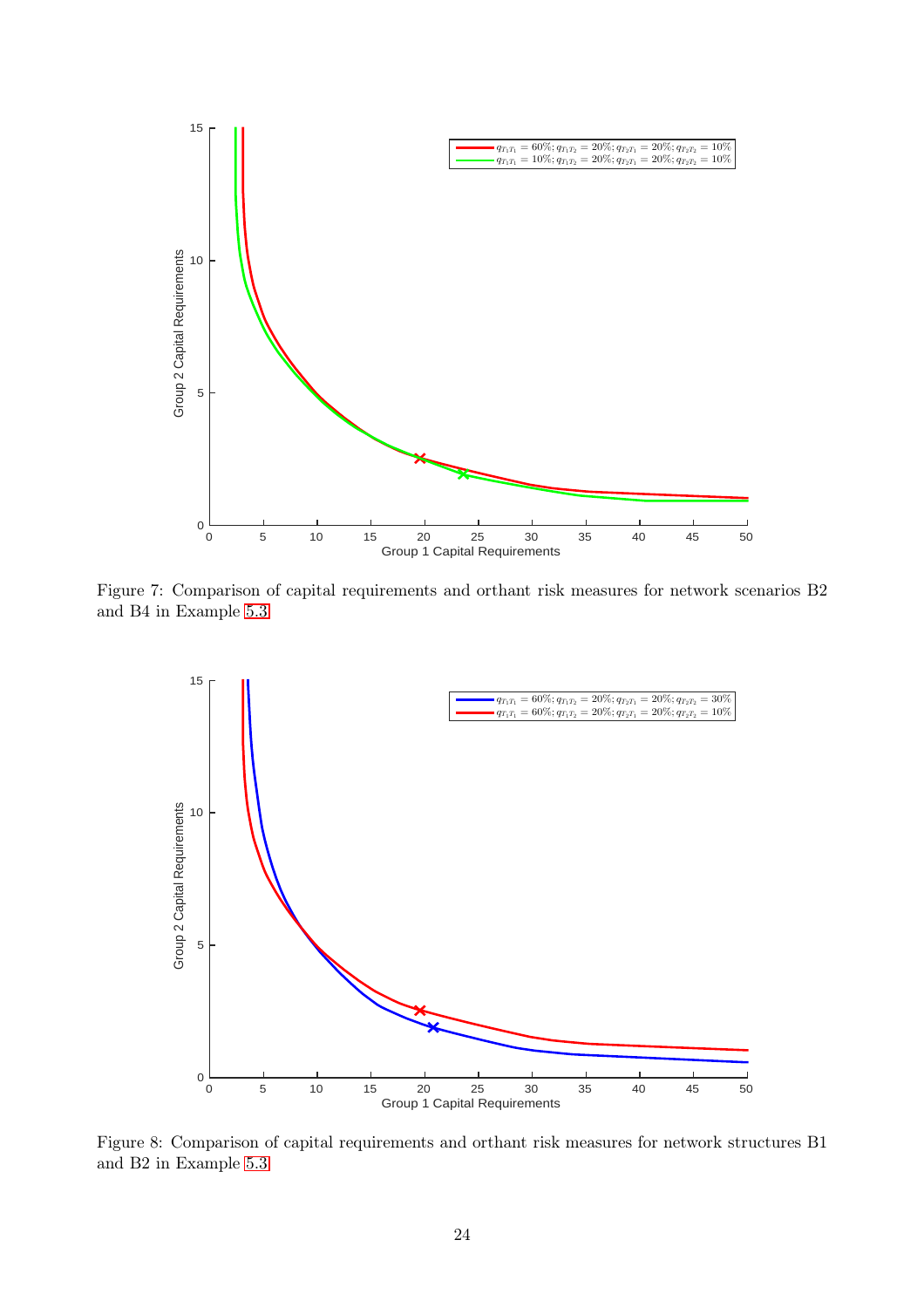Figure 7: Comparison of capital requirements and orthant risk measures for network scenarios B2 and B4 in Example 5.3

Figure 8: Comparison of capital requirements and orthant risk measures for network structures B1 and B2 in Example 5.3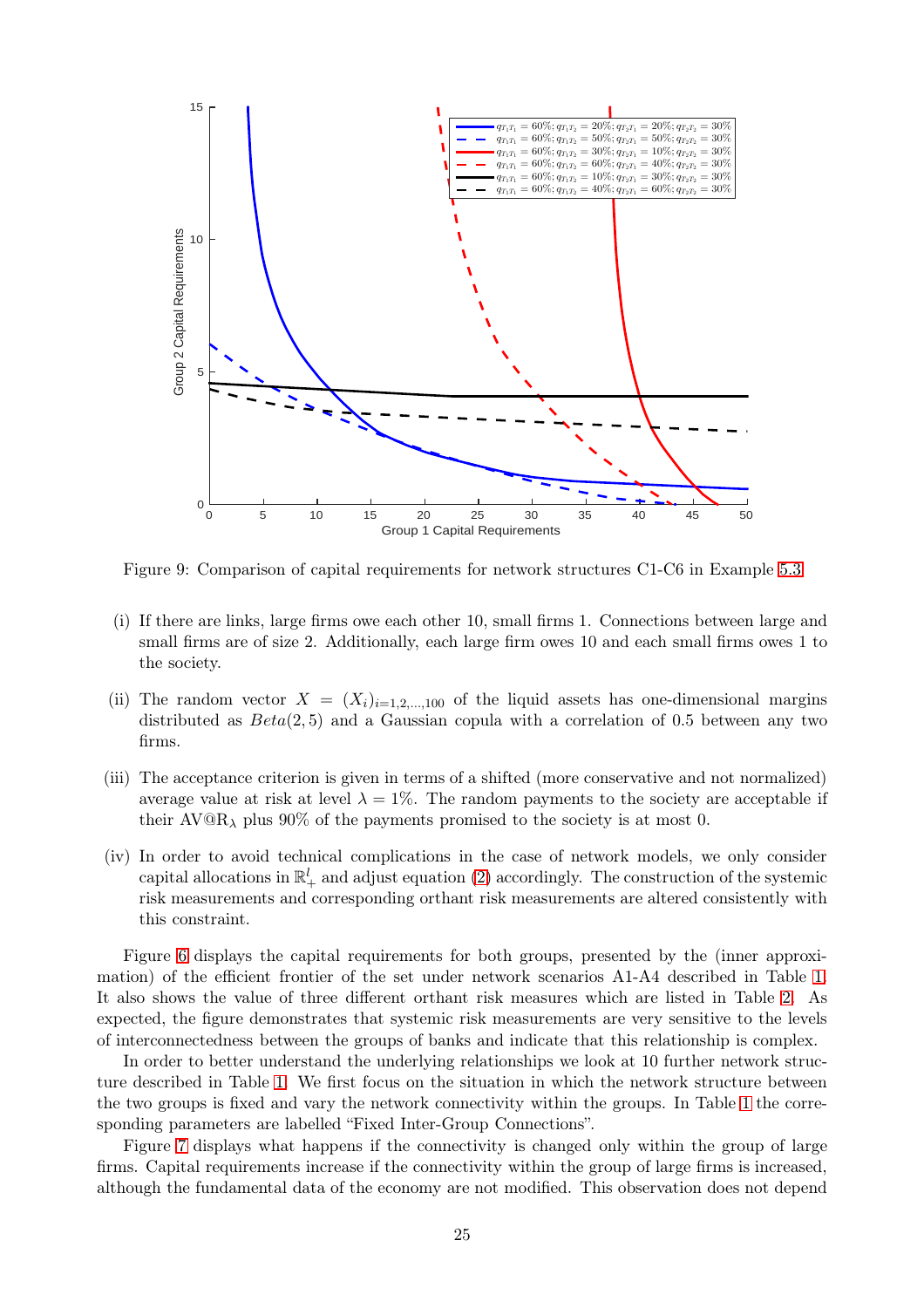Figure 9: Comparison of capital requirements for network structures C1-C6 in Example 5.3

(i) If there are links, large firms owe each other 10, small firms 1. Connections between large and small firms are of size 2. Additionally, each large firm owes 10 and each small firms owes 1 to the society.

(ii) The random vector $X = (X_i)_{i=1,2,\ldots,100}$ of the liquid assets has one-dimensional margins distributed as $Beta(2, 5)$ and a Gaussian copula with a correlation of 0.5 between any two firms.

(iii) The acceptance criterion is given in terms of a shifted (more conservative and not normalized) average value at risk at level $\lambda = 1\%$. The random payments to the society are acceptable if their $\mathrm{AV@R}_\lambda$ plus 90% of the payments promised to the society is at most 0.

(iv) In order to avoid technical complications in the case of network models, we only consider capital allocations in $\mathbb{R}^l_+$ and adjust equation (2) accordingly. The construction of the systemic risk measurements and corresponding orthant risk measurements are altered consistently with this constraint.

Figure 6 displays the capital requirements for both groups, presented by the (inner approximation) of the efficient frontier of the set under network scenarios A1-A4 described in Table 1. It also shows the value of three different orthant risk measures which are listed in Table 2. As expected, the figure demonstrates that systemic risk measurements are very sensitive to the levels of interconnectedness between the groups of banks and indicate that this relationship is complex.

In order to better understand the underlying relationships we look at 10 further network structure described in Table 1. We first focus on the situation in which the network structure between the two groups is fixed and vary the network connectivity within the groups. In Table 1 the corresponding parameters are labelled "Fixed Inter-Group Connections".

Figure 7 displays what happens if the connectivity is changed only within the group of large firms. Capital requirements increase if the connectivity within the group of large firms is increased, although the fundamental data of the economy are not modified. This observation does not depend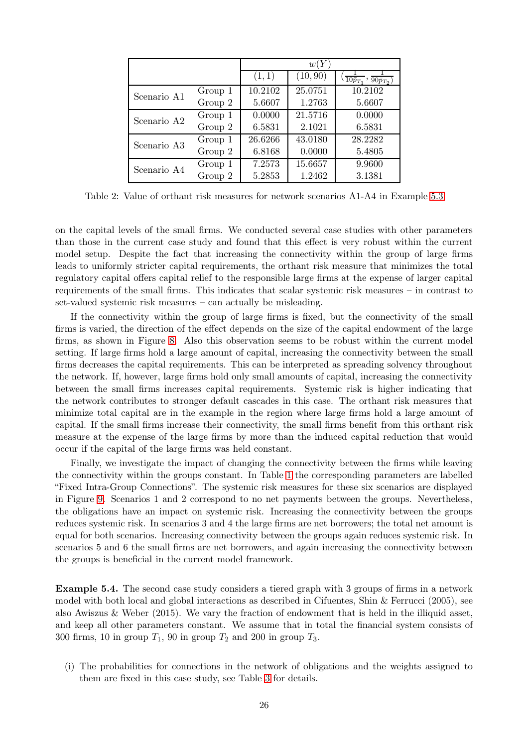| | | $w(Y)$ | | |
|---|---|---|---|---|
| | | $(1,1)$ | $(10,90)$ | $(\frac{1}{10\bar{p}_{T_1}}, \frac{1}{90\bar{p}_{T_2}})$ |
| Scenario A1 | Group 1 | 10.2102 | 25.0751 | 10.2102 |
| | Group 2 | 5.6607 | 1.2763 | 5.6607 |
| Scenario A2 | Group 1 | 0.0000 | 21.5716 | 0.0000 |
| | Group 2 | 6.5831 | 2.1021 | 6.5831 |
| Scenario A3 | Group 1 | 26.6266 | 43.0180 | 28.2282 |
| | Group 2 | 6.8168 | 0.0000 | 5.4805 |
| Scenario A4 | Group 1 | 7.2573 | 15.6657 | 9.9600 |
| | Group 2 | 5.2853 | 1.2462 | 3.1381 |

Table 2: Value of orthant risk measures for network scenarios A1-A4 in Example 5.3

on the capital levels of the small firms. We conducted several case studies with other parameters than those in the current case study and found that this effect is very robust within the current model setup. Despite the fact that increasing the connectivity within the group of large firms leads to uniformly stricter capital requirements, the orthant risk measure that minimizes the total regulatory capital offers capital relief to the responsible large firms at the expense of larger capital requirements of the small firms. This indicates that scalar systemic risk measures – in contrast to set-valued systemic risk measures – can actually be misleading.

If the connectivity within the group of large firms is fixed, but the connectivity of the small firms is varied, the direction of the effect depends on the size of the capital endowment of the large firms, as shown in Figure 8. Also this observation seems to be robust within the current model setting. If large firms hold a large amount of capital, increasing the connectivity between the small firms decreases the capital requirements. This can be interpreted as spreading solvency throughout the network. If, however, large firms hold only small amounts of capital, increasing the connectivity between the small firms increases capital requirements. Systemic risk is higher indicating that the network contributes to stronger default cascades in this case. The orthant risk measures that minimize total capital are in the example in the region where large firms hold a large amount of capital. If the small firms increase their connectivity, the small firms benefit from this orthant risk measure at the expense of the large firms by more than the induced capital reduction that would occur if the capital of the large firms was held constant.

Finally, we investigate the impact of changing the connectivity between the firms while leaving the connectivity within the groups constant. In Table 1 the corresponding parameters are labelled "Fixed Intra-Group Connections". The systemic risk measures for these six scenarios are displayed in Figure 9. Scenarios 1 and 2 correspond to no net payments between the groups. Nevertheless, the obligations have an impact on systemic risk. Increasing the connectivity between the groups reduces systemic risk. In scenarios 3 and 4 the large firms are net borrowers; the total net amount is equal for both scenarios. Increasing connectivity between the groups again reduces systemic risk. In scenarios 5 and 6 the small firms are net borrowers, and again increasing the connectivity between the groups is beneficial in the current model framework.

**Example 5.4.** The second case study considers a tiered graph with 3 groups of firms in a network model with both local and global interactions as described in Cifuentes, Shin & Ferrucci (2005), see also Awiszus & Weber (2015). We vary the fraction of endowment that is held in the illiquid asset, and keep all other parameters constant. We assume that in total the financial system consists of 300 firms, 10 in group $T_1$, 90 in group $T_2$ and 200 in group $T_3$.

(i) The probabilities for connections in the network of obligations and the weights assigned to them are fixed in this case study, see Table 3 for details.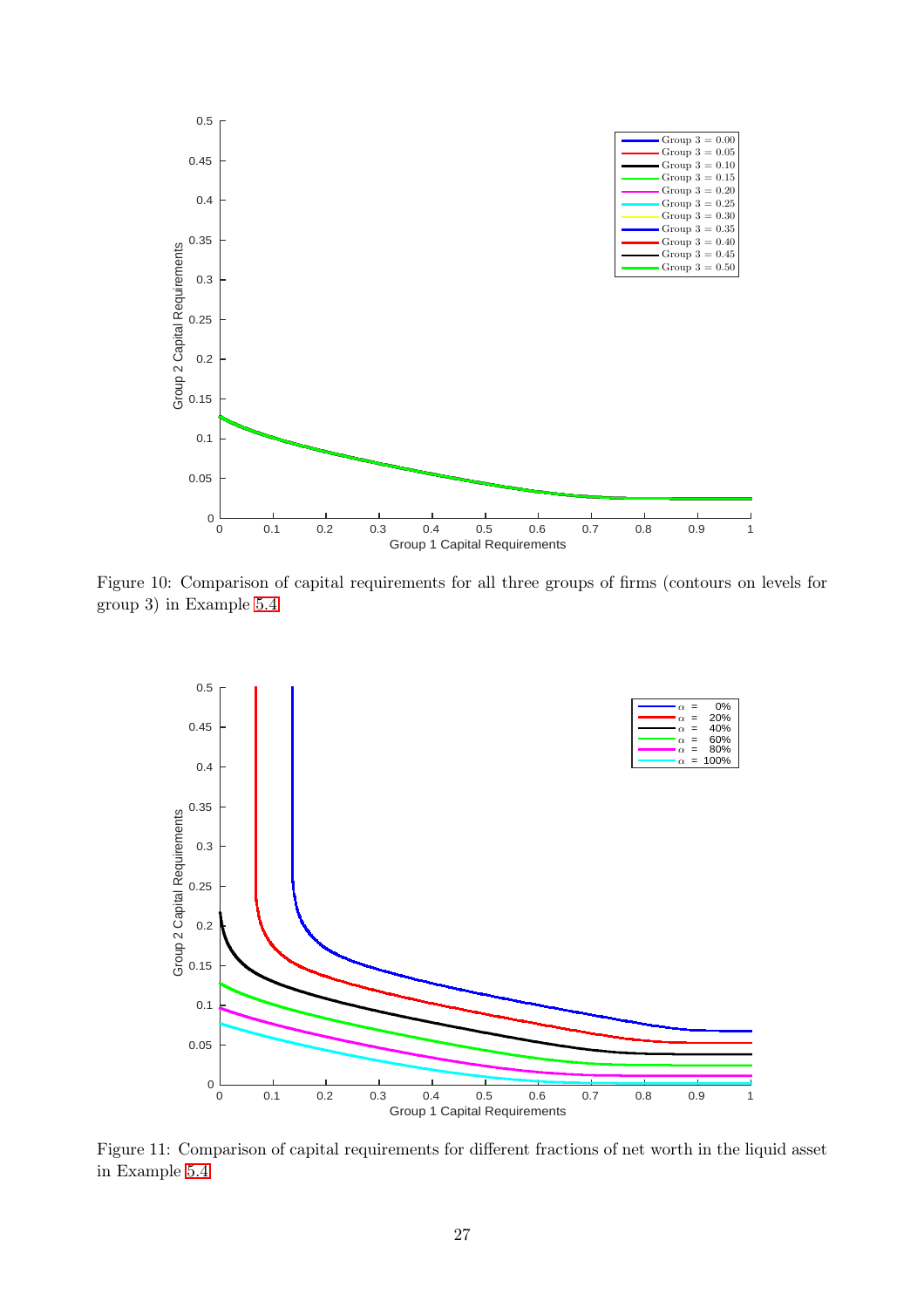Figure 10: Comparison of capital requirements for all three groups of firms (contours on levels for group 3) in Example 5.4

Figure 11: Comparison of capital requirements for different fractions of net worth in the liquid asset in Example 5.4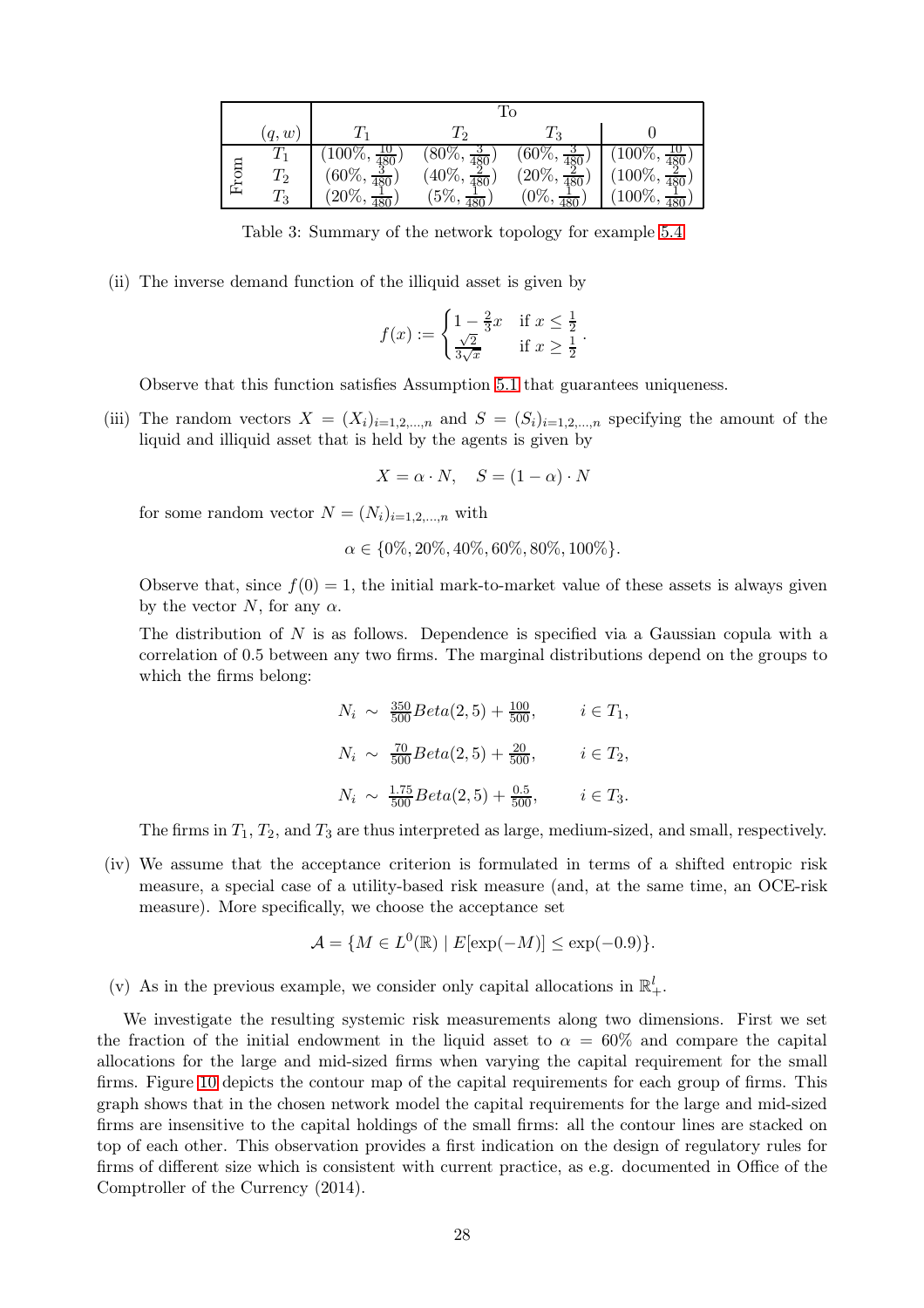| From | $(q,w)$ | To $T_1$ | $T_2$ | $T_3$ | $0$ |
|---|---|---|---|---|---|
| | $T_1$ | $(100\%, \frac{10}{480})$ | $(80\%, \frac{3}{480})$ | $(60\%, \frac{3}{480})$ | $(100\%, \frac{10}{480})$ |
| | $T_2$ | $(60\%, \frac{3}{480})$ | $(40\%, \frac{2}{480})$ | $(20\%, \frac{2}{480})$ | $(100\%, \frac{2}{480})$ |
| | $T_3$ | $(20\%, \frac{1}{480})$ | $(5\%, \frac{1}{480})$ | $(0\%, \frac{1}{480})$ | $(100\%, \frac{1}{480})$ |

Table 3: Summary of the network topology for example 5.4

(ii) The inverse demand function of the illiquid asset is given by

$$f(x) := \begin{cases} 1 - \frac{2}{3}x & \text{if } x \leq \frac{1}{2} \\ \frac{\sqrt{2}}{3\sqrt{x}} & \text{if } x \geq \frac{1}{2} \end{cases}.$$

Observe that this function satisfies Assumption 5.1 that guarantees uniqueness.

(iii) The random vectors $X = (X_i)_{i=1,2,\ldots,n}$ and $S = (S_i)_{i=1,2,\ldots,n}$ specifying the amount of the liquid and illiquid asset that is held by the agents is given by

$$X = \alpha \cdot N, \quad S = (1 - \alpha) \cdot N$$

for some random vector $N = (N_i)_{i=1,2,\ldots,n}$ with

$$\alpha \in \{0\%, 20\%, 40\%, 60\%, 80\%, 100\%\}.$$

Observe that, since $f(0) = 1$, the initial mark-to-market value of these assets is always given by the vector $N$, for any $\alpha$.

The distribution of $N$ is as follows. Dependence is specified via a Gaussian copula with a correlation of 0.5 between any two firms. The marginal distributions depend on the groups to which the firms belong:

$$N_i \sim \tfrac{350}{500} Beta(2,5) + \tfrac{100}{500}, \qquad i \in T_1,$$

$$N_i \sim \tfrac{70}{500} Beta(2,5) + \tfrac{20}{500}, \qquad i \in T_2,$$

$$N_i \sim \tfrac{1.75}{500} Beta(2,5) + \tfrac{0.5}{500}, \qquad i \in T_3.$$

The firms in $T_1$, $T_2$, and $T_3$ are thus interpreted as large, medium-sized, and small, respectively.

(iv) We assume that the acceptance criterion is formulated in terms of a shifted entropic risk measure, a special case of a utility-based risk measure (and, at the same time, an OCE-risk measure). More specifically, we choose the acceptance set

$$\mathcal{A} = \{M \in L^0(\mathbb{R}) \mid E[\exp(-M)] \leq \exp(-0.9)\}.$$

(v) As in the previous example, we consider only capital allocations in $\mathbb{R}^l_+$.

We investigate the resulting systemic risk measurements along two dimensions. First we set the fraction of the initial endowment in the liquid asset to $\alpha = 60\%$ and compare the capital allocations for the large and mid-sized firms when varying the capital requirement for the small firms. Figure 10 depicts the contour map of the capital requirements for each group of firms. This graph shows that in the chosen network model the capital requirements for the large and mid-sized firms are insensitive to the capital holdings of the small firms: all the contour lines are stacked on top of each other. This observation provides a first indication on the design of regulatory rules for firms of different size which is consistent with current practice, as e.g. documented in Office of the Comptroller of the Currency (2014).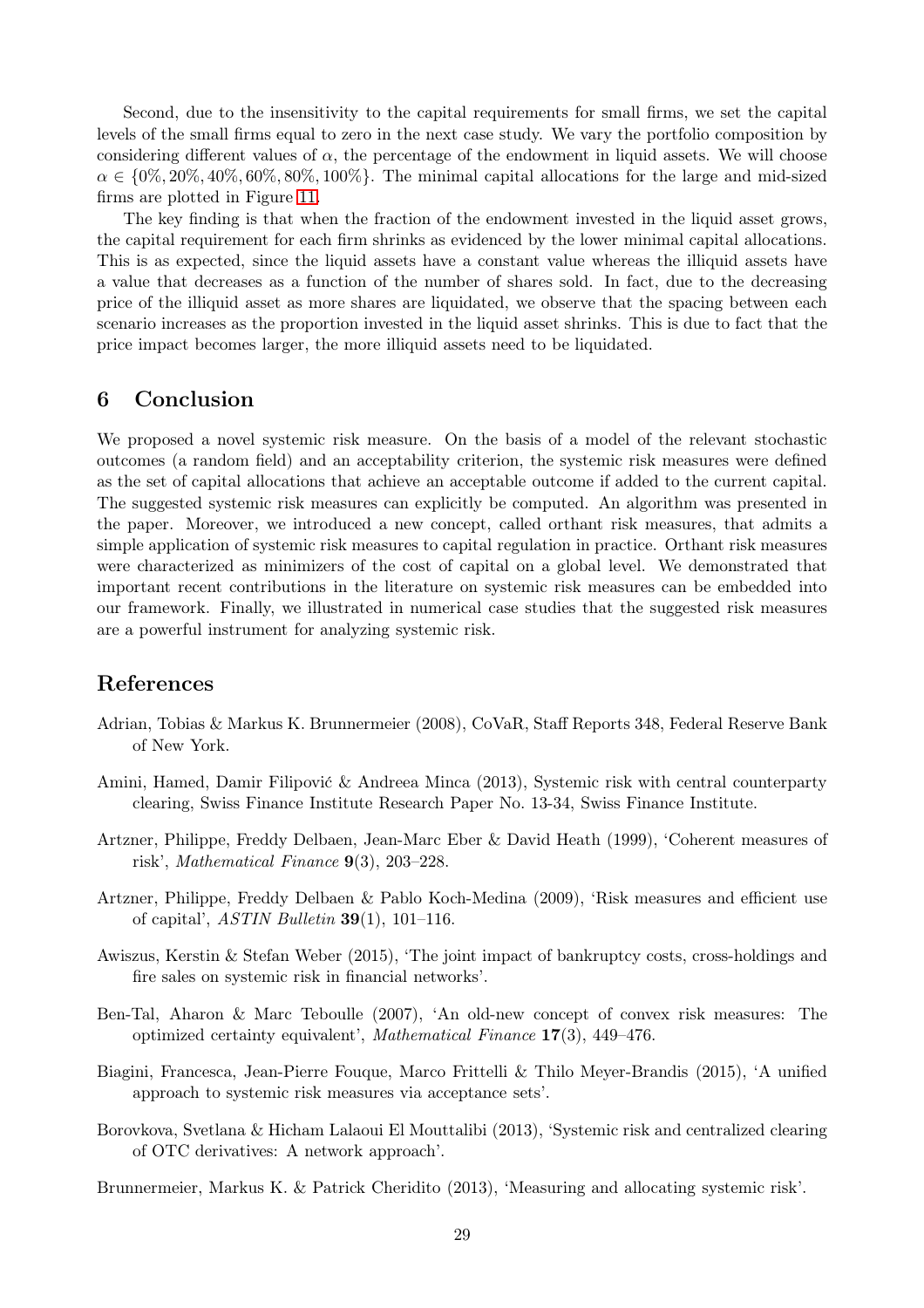Second, due to the insensitivity to the capital requirements for small firms, we set the capital levels of the small firms equal to zero in the next case study. We vary the portfolio composition by considering different values of $\alpha$, the percentage of the endowment in liquid assets. We will choose $\alpha \in \{0\%, 20\%, 40\%, 60\%, 80\%, 100\%\}$. The minimal capital allocations for the large and mid-sized firms are plotted in Figure 11.

The key finding is that when the fraction of the endowment invested in the liquid asset grows, the capital requirement for each firm shrinks as evidenced by the lower minimal capital allocations. This is as expected, since the liquid assets have a constant value whereas the illiquid assets have a value that decreases as a function of the number of shares sold. In fact, due to the decreasing price of the illiquid asset as more shares are liquidated, we observe that the spacing between each scenario increases as the proportion invested in the liquid asset shrinks. This is due to fact that the price impact becomes larger, the more illiquid assets need to be liquidated.

## 6 Conclusion

We proposed a novel systemic risk measure. On the basis of a model of the relevant stochastic outcomes (a random field) and an acceptability criterion, the systemic risk measures were defined as the set of capital allocations that achieve an acceptable outcome if added to the current capital. The suggested systemic risk measures can explicitly be computed. An algorithm was presented in the paper. Moreover, we introduced a new concept, called orthant risk measures, that admits a simple application of systemic risk measures to capital regulation in practice. Orthant risk measures were characterized as minimizers of the cost of capital on a global level. We demonstrated that important recent contributions in the literature on systemic risk measures can be embedded into our framework. Finally, we illustrated in numerical case studies that the suggested risk measures are a powerful instrument for analyzing systemic risk.

## References

Adrian, Tobias & Markus K. Brunnermeier (2008), CoVaR, Staff Reports 348, Federal Reserve Bank of New York.

Amini, Hamed, Damir Filipović & Andreea Minca (2013), Systemic risk with central counterparty clearing, Swiss Finance Institute Research Paper No. 13-34, Swiss Finance Institute.

Artzner, Philippe, Freddy Delbaen, Jean-Marc Eber & David Heath (1999), 'Coherent measures of risk', *Mathematical Finance* **9**(3), 203–228.

Artzner, Philippe, Freddy Delbaen & Pablo Koch-Medina (2009), 'Risk measures and efficient use of capital', *ASTIN Bulletin* **39**(1), 101–116.

Awiszus, Kerstin & Stefan Weber (2015), 'The joint impact of bankruptcy costs, cross-holdings and fire sales on systemic risk in financial networks'.

Ben-Tal, Aharon & Marc Teboulle (2007), 'An old-new concept of convex risk measures: The optimized certainty equivalent', *Mathematical Finance* **17**(3), 449–476.

Biagini, Francesca, Jean-Pierre Fouque, Marco Frittelli & Thilo Meyer-Brandis (2015), 'A unified approach to systemic risk measures via acceptance sets'.

Borovkova, Svetlana & Hicham Lalaoui El Mouttalibi (2013), 'Systemic risk and centralized clearing of OTC derivatives: A network approach'.

Brunnermeier, Markus K. & Patrick Cheridito (2013), 'Measuring and allocating systemic risk'.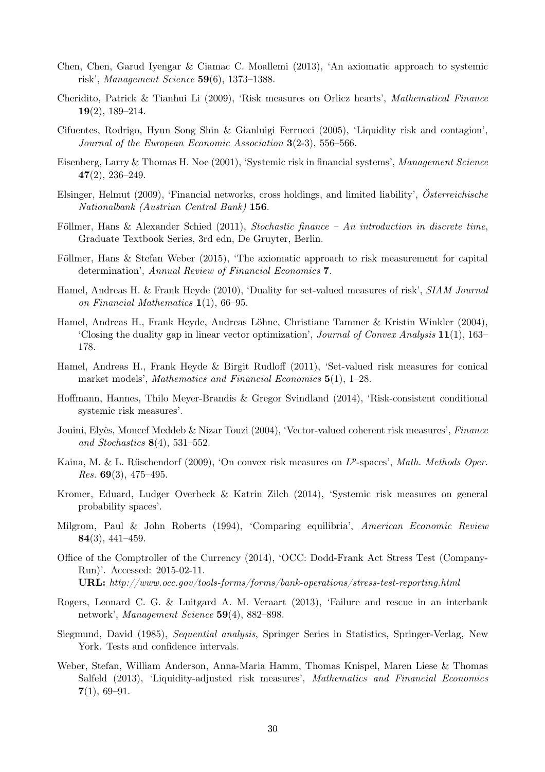Chen, Chen, Garud Iyengar & Ciamac C. Moallemi (2013), 'An axiomatic approach to systemic risk', *Management Science* **59**(6), 1373–1388.

Cheridito, Patrick & Tianhui Li (2009), 'Risk measures on Orlicz hearts', *Mathematical Finance* **19**(2), 189–214.

Cifuentes, Rodrigo, Hyun Song Shin & Gianluigi Ferrucci (2005), 'Liquidity risk and contagion', *Journal of the European Economic Association* **3**(2-3), 556–566.

Eisenberg, Larry & Thomas H. Noe (2001), 'Systemic risk in financial systems', *Management Science* **47**(2), 236–249.

Elsinger, Helmut (2009), 'Financial networks, cross holdings, and limited liability', *Österreichische Nationalbank (Austrian Central Bank)* **156**.

Föllmer, Hans & Alexander Schied (2011), *Stochastic finance – An introduction in discrete time*, Graduate Textbook Series, 3rd edn, De Gruyter, Berlin.

Föllmer, Hans & Stefan Weber (2015), 'The axiomatic approach to risk measurement for capital determination', *Annual Review of Financial Economics* **7**.

Hamel, Andreas H. & Frank Heyde (2010), 'Duality for set-valued measures of risk', *SIAM Journal on Financial Mathematics* **1**(1), 66–95.

Hamel, Andreas H., Frank Heyde, Andreas Löhne, Christiane Tammer & Kristin Winkler (2004), 'Closing the duality gap in linear vector optimization', *Journal of Convex Analysis* **11**(1), 163–178.

Hamel, Andreas H., Frank Heyde & Birgit Rudloff (2011), 'Set-valued risk measures for conical market models', *Mathematics and Financial Economics* **5**(1), 1–28.

Hoffmann, Hannes, Thilo Meyer-Brandis & Gregor Svindland (2014), 'Risk-consistent conditional systemic risk measures'.

Jouini, Elyès, Moncef Meddeb & Nizar Touzi (2004), 'Vector-valued coherent risk measures', *Finance and Stochastics* **8**(4), 531–552.

Kaina, M. & L. Rüschendorf (2009), 'On convex risk measures on $L^p$-spaces', *Math. Methods Oper. Res.* **69**(3), 475–495.

Kromer, Eduard, Ludger Overbeck & Katrin Zilch (2014), 'Systemic risk measures on general probability spaces'.

Milgrom, Paul & John Roberts (1994), 'Comparing equilibria', *American Economic Review* **84**(3), 441–459.

Office of the Comptroller of the Currency (2014), 'OCC: Dodd-Frank Act Stress Test (Company-Run)'. Accessed: 2015-02-11.
**URL:** *http://www.occ.gov/tools-forms/forms/bank-operations/stress-test-reporting.html*

Rogers, Leonard C. G. & Luitgard A. M. Veraart (2013), 'Failure and rescue in an interbank network', *Management Science* **59**(4), 882–898.

Siegmund, David (1985), *Sequential analysis*, Springer Series in Statistics, Springer-Verlag, New York. Tests and confidence intervals.

Weber, Stefan, William Anderson, Anna-Maria Hamm, Thomas Knispel, Maren Liese & Thomas Salfeld (2013), 'Liquidity-adjusted risk measures', *Mathematics and Financial Economics* **7**(1), 69–91.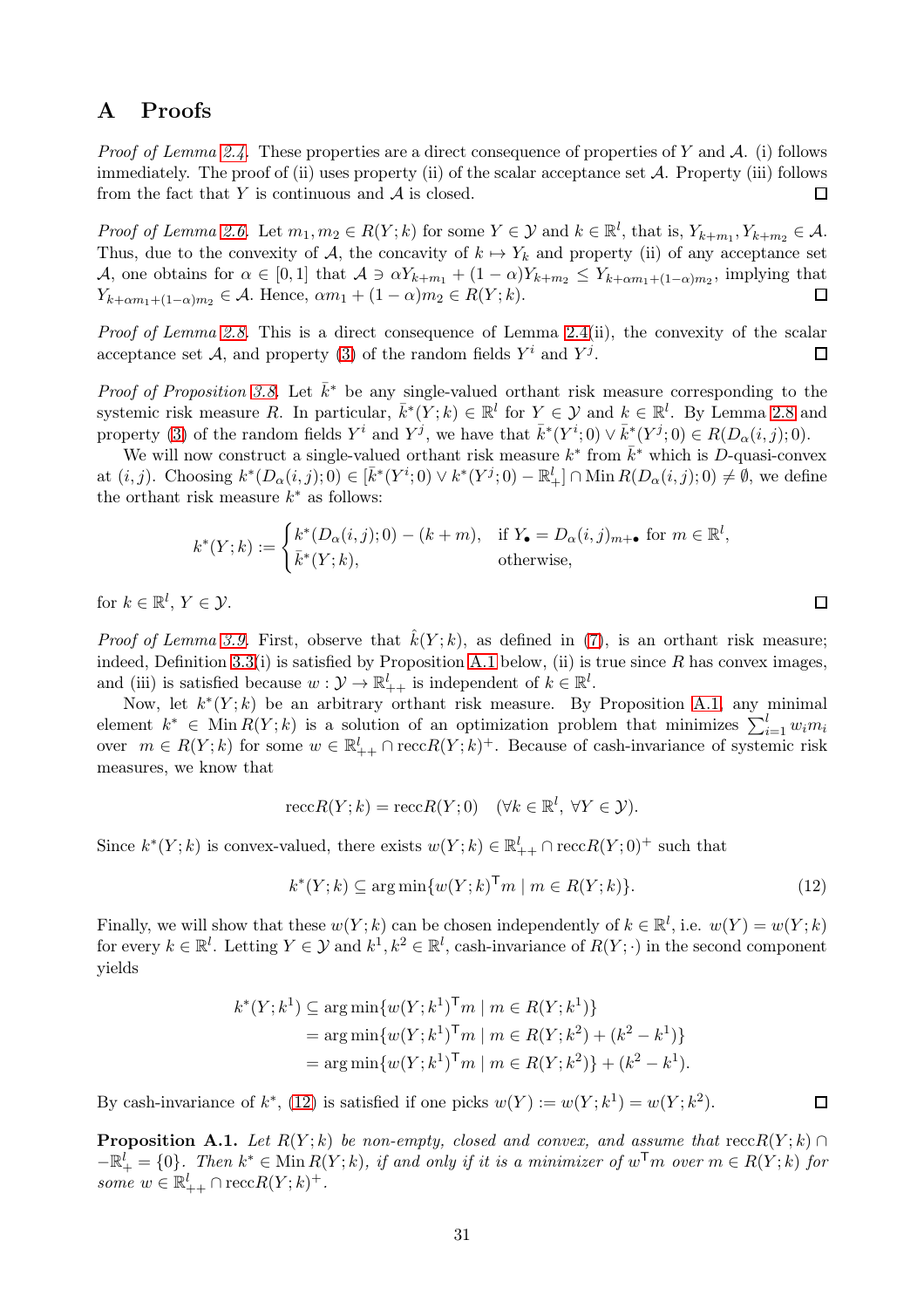# A Proofs

*Proof of Lemma 2.4.* These properties are a direct consequence of properties of $Y$ and $\mathcal{A}$. (i) follows immediately. The proof of (ii) uses property (ii) of the scalar acceptance set $\mathcal{A}$. Property (iii) follows from the fact that $Y$ is continuous and $\mathcal{A}$ is closed. □

*Proof of Lemma 2.6.* Let $m_1, m_2 \in R(Y;k)$ for some $Y \in \mathcal{Y}$ and $k \in \mathbb{R}^l$, that is, $Y_{k+m_1}, Y_{k+m_2} \in \mathcal{A}$. Thus, due to the convexity of $\mathcal{A}$, the concavity of $k \mapsto Y_k$ and property (ii) of any acceptance set $\mathcal{A}$, one obtains for $\alpha \in [0,1]$ that $\mathcal{A} \ni \alpha Y_{k+m_1} + (1-\alpha)Y_{k+m_2} \leq Y_{k+\alpha m_1+(1-\alpha)m_2}$, implying that $Y_{k+\alpha m_1+(1-\alpha)m_2} \in \mathcal{A}$. Hence, $\alpha m_1 + (1-\alpha)m_2 \in R(Y;k)$. □

*Proof of Lemma 2.8.* This is a direct consequence of Lemma 2.4(ii), the convexity of the scalar acceptance set $\mathcal{A}$, and property (3) of the random fields $Y^i$ and $Y^j$. □

*Proof of Proposition 3.8.* Let $\bar{k}^*$ be any single-valued orthant risk measure corresponding to the systemic risk measure $R$. In particular, $\bar{k}^*(Y;k) \in \mathbb{R}^l$ for $Y \in \mathcal{Y}$ and $k \in \mathbb{R}^l$. By Lemma 2.8 and property (3) of the random fields $Y^i$ and $Y^j$, we have that $\bar{k}^*(Y^i;0) \vee \bar{k}^*(Y^j;0) \in R(D_\alpha(i,j);0)$.

We will now construct a single-valued orthant risk measure $k^*$ from $\bar{k}^*$ which is $D$-quasi-convex at $(i,j)$. Choosing $k^*(D_\alpha(i,j);0) \in [\bar{k}^*(Y^i;0) \vee k^*(Y^j;0) - \mathbb{R}^l_+] \cap \operatorname{Min} R(D_\alpha(i,j);0) \neq \emptyset$, we define the orthant risk measure $k^*$ as follows:

$$
k^*(Y;k) := \begin{cases} k^*(D_\alpha(i,j);0) - (k+m), & \text{if } Y_\bullet = D_\alpha(i,j)_{m+\bullet} \text{ for } m \in \mathbb{R}^l, \\ \bar{k}^*(Y;k), & \text{otherwise,} \end{cases}
$$

for $k \in \mathbb{R}^l$, $Y \in \mathcal{Y}$. □

*Proof of Lemma 3.9.* First, observe that $\hat{k}(Y;k)$, as defined in (7), is an orthant risk measure; indeed, Definition 3.3(i) is satisfied by Proposition A.1 below, (ii) is true since $R$ has convex images, and (iii) is satisfied because $w : \mathcal{Y} \to \mathbb{R}^l_{++}$ is independent of $k \in \mathbb{R}^l$.

Now, let $k^*(Y;k)$ be an arbitrary orthant risk measure. By Proposition A.1, any minimal element $k^* \in \operatorname{Min} R(Y;k)$ is a solution of an optimization problem that minimizes $\sum_{i=1}^l w_i m_i$ over $m \in R(Y;k)$ for some $w \in \mathbb{R}^l_{++} \cap \operatorname{recc} R(Y;k)^+$. Because of cash-invariance of systemic risk measures, we know that

$$
\operatorname{recc} R(Y;k) = \operatorname{recc} R(Y;0) \quad (\forall k \in \mathbb{R}^l,\ \forall Y \in \mathcal{Y}).
$$

Since $k^*(Y;k)$ is convex-valued, there exists $w(Y;k) \in \mathbb{R}^l_{++} \cap \operatorname{recc} R(Y;0)^+$ such that

$$
k^*(Y;k) \subseteq \arg\min\{w(Y;k)^\mathsf{T} m \mid m \in R(Y;k)\}. \tag{12}
$$

Finally, we will show that these $w(Y;k)$ can be chosen independently of $k \in \mathbb{R}^l$, i.e. $w(Y) = w(Y;k)$ for every $k \in \mathbb{R}^l$. Letting $Y \in \mathcal{Y}$ and $k^1, k^2 \in \mathbb{R}^l$, cash-invariance of $R(Y;\cdot)$ in the second component yields

$$
\begin{aligned}
k^*(Y;k^1) &\subseteq \arg\min\{w(Y;k^1)^\mathsf{T} m \mid m \in R(Y;k^1)\} \\
&= \arg\min\{w(Y;k^1)^\mathsf{T} m \mid m \in R(Y;k^2) + (k^2 - k^1)\} \\
&= \arg\min\{w(Y;k^1)^\mathsf{T} m \mid m \in R(Y;k^2)\} + (k^2 - k^1).
\end{aligned}
$$

By cash-invariance of $k^*$, (12) is satisfied if one picks $w(Y) := w(Y;k^1) = w(Y;k^2)$. □

**Proposition A.1.** *Let $R(Y;k)$ be non-empty, closed and convex, and assume that $\operatorname{recc} R(Y;k) \cap -\mathbb{R}^l_+ = \{0\}$. Then $k^* \in \operatorname{Min} R(Y;k)$, if and only if it is a minimizer of $w^\mathsf{T} m$ over $m \in R(Y;k)$ for some $w \in \mathbb{R}^l_{++} \cap \operatorname{recc} R(Y;k)^+$.*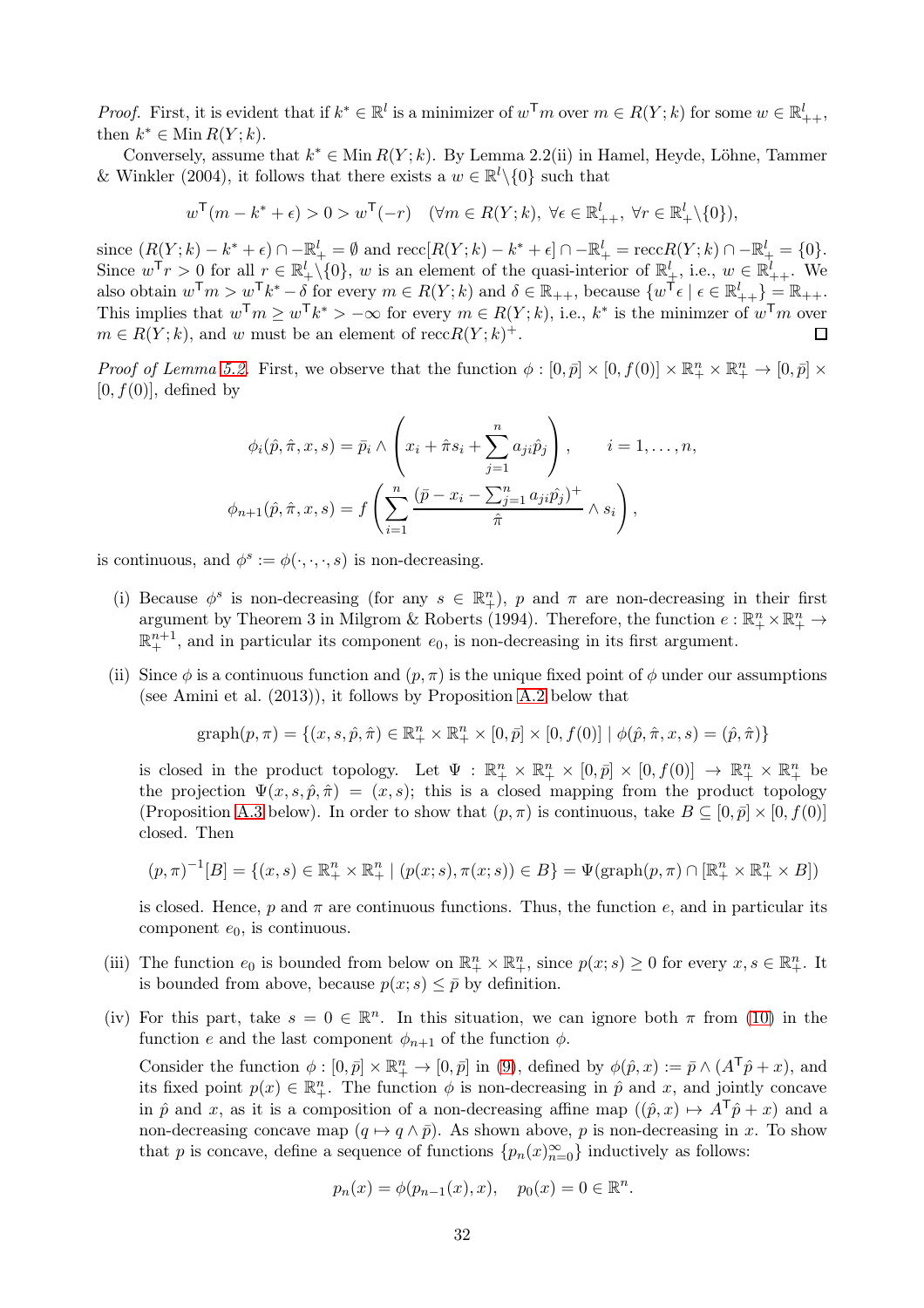*Proof.* First, it is evident that if $k^* \in \mathbb{R}^l$ is a minimizer of $w^\mathsf{T} m$ over $m \in R(Y;k)$ for some $w \in \mathbb{R}^l_{++}$, then $k^* \in \operatorname{Min} R(Y;k)$.

Conversely, assume that $k^* \in \operatorname{Min} R(Y;k)$. By Lemma 2.2(ii) in Hamel, Heyde, Löhne, Tammer & Winkler (2004), it follows that there exists a $w \in \mathbb{R}^l \backslash \{0\}$ such that

$$w^\mathsf{T}(m - k^* + \epsilon) > 0 > w^\mathsf{T}(-r) \quad (\forall m \in R(Y;k),\ \forall \epsilon \in \mathbb{R}^l_{++},\ \forall r \in \mathbb{R}^l_+ \backslash \{0\}),$$

since $(R(Y;k) - k^* + \epsilon) \cap -\mathbb{R}^l_+ = \emptyset$ and $\operatorname{recc}[R(Y;k) - k^* + \epsilon] \cap -\mathbb{R}^l_+ = \operatorname{recc}R(Y;k) \cap -\mathbb{R}^l_+ = \{0\}$. Since $w^\mathsf{T} r > 0$ for all $r \in \mathbb{R}^l_+ \backslash \{0\}$, $w$ is an element of the quasi-interior of $\mathbb{R}^l_+$, i.e., $w \in \mathbb{R}^l_{++}$. We also obtain $w^\mathsf{T} m > w^\mathsf{T} k^* - \delta$ for every $m \in R(Y;k)$ and $\delta \in \mathbb{R}_{++}$, because $\{w^\mathsf{T}\epsilon \mid \epsilon \in \mathbb{R}^l_{++}\} = \mathbb{R}_{++}$. This implies that $w^\mathsf{T} m \geq w^\mathsf{T} k^* > -\infty$ for every $m \in R(Y;k)$, i.e., $k^*$ is the minimzer of $w^\mathsf{T} m$ over $m \in R(Y;k)$, and $w$ must be an element of $\operatorname{recc}R(Y;k)^+$. $\square$

*Proof of Lemma 5.2.* First, we observe that the function $\phi : [0, \bar{p}] \times [0, f(0)] \times \mathbb{R}^n_+ \times \mathbb{R}^n_+ \to [0, \bar{p}] \times [0, f(0)]$, defined by

$$\phi_i(\hat{p}, \hat{\pi}, x, s) = \bar{p}_i \wedge \left( x_i + \hat{\pi} s_i + \sum_{j=1}^n a_{ji} \hat{p}_j \right), \qquad i = 1, \ldots, n,$$

$$\phi_{n+1}(\hat{p}, \hat{\pi}, x, s) = f\left( \sum_{i=1}^n \frac{(\bar{p} - x_i - \sum_{j=1}^n a_{ji}\hat{p}_j)^+}{\hat{\pi}} \wedge s_i \right),$$

is continuous, and $\phi^s := \phi(\cdot, \cdot, \cdot, s)$ is non-decreasing.

(i) Because $\phi^s$ is non-decreasing (for any $s \in \mathbb{R}^n_+$), $p$ and $\pi$ are non-decreasing in their first argument by Theorem 3 in Milgrom & Roberts (1994). Therefore, the function $e : \mathbb{R}^n_+ \times \mathbb{R}^n_+ \to \mathbb{R}^{n+1}_+$, and in particular its component $e_0$, is non-decreasing in its first argument.

(ii) Since $\phi$ is a continuous function and $(p, \pi)$ is the unique fixed point of $\phi$ under our assumptions (see Amini et al. (2013)), it follows by Proposition A.2 below that

$$\operatorname{graph}(p, \pi) = \{(x, s, \hat{p}, \hat{\pi}) \in \mathbb{R}^n_+ \times \mathbb{R}^n_+ \times [0, \bar{p}] \times [0, f(0)] \mid \phi(\hat{p}, \hat{\pi}, x, s) = (\hat{p}, \hat{\pi})\}$$

is closed in the product topology. Let $\Psi : \mathbb{R}^n_+ \times \mathbb{R}^n_+ \times [0, \bar{p}] \times [0, f(0)] \to \mathbb{R}^n_+ \times \mathbb{R}^n_+$ be the projection $\Psi(x, s, \hat{p}, \hat{\pi}) = (x, s)$; this is a closed mapping from the product topology (Proposition A.3 below). In order to show that $(p, \pi)$ is continuous, take $B \subseteq [0, \bar{p}] \times [0, f(0)]$ closed. Then

$$(p, \pi)^{-1}[B] = \{(x, s) \in \mathbb{R}^n_+ \times \mathbb{R}^n_+ \mid (p(x;s), \pi(x;s)) \in B\} = \Psi(\operatorname{graph}(p, \pi) \cap [\mathbb{R}^n_+ \times \mathbb{R}^n_+ \times B])$$

is closed. Hence, $p$ and $\pi$ are continuous functions. Thus, the function $e$, and in particular its component $e_0$, is continuous.

(iii) The function $e_0$ is bounded from below on $\mathbb{R}^n_+ \times \mathbb{R}^n_+$, since $p(x;s) \geq 0$ for every $x, s \in \mathbb{R}^n_+$. It is bounded from above, because $p(x;s) \leq \bar{p}$ by definition.

(iv) For this part, take $s = 0 \in \mathbb{R}^n$. In this situation, we can ignore both $\pi$ from (10) in the function $e$ and the last component $\phi_{n+1}$ of the function $\phi$.

Consider the function $\phi : [0, \bar{p}] \times \mathbb{R}^n_+ \to [0, \bar{p}]$ in (9), defined by $\phi(\hat{p}, x) := \bar{p} \wedge (A^\mathsf{T}\hat{p} + x)$, and its fixed point $p(x) \in \mathbb{R}^n_+$. The function $\phi$ is non-decreasing in $\hat{p}$ and $x$, and jointly concave in $\hat{p}$ and $x$, as it is a composition of a non-decreasing affine map $((\hat{p}, x) \mapsto A^\mathsf{T}\hat{p} + x)$ and a non-decreasing concave map $(q \mapsto q \wedge \bar{p})$. As shown above, $p$ is non-decreasing in $x$. To show that $p$ is concave, define a sequence of functions $\{p_n(x)_{n=0}^\infty\}$ inductively as follows:

$$p_n(x) = \phi(p_{n-1}(x), x), \quad p_0(x) = 0 \in \mathbb{R}^n.$$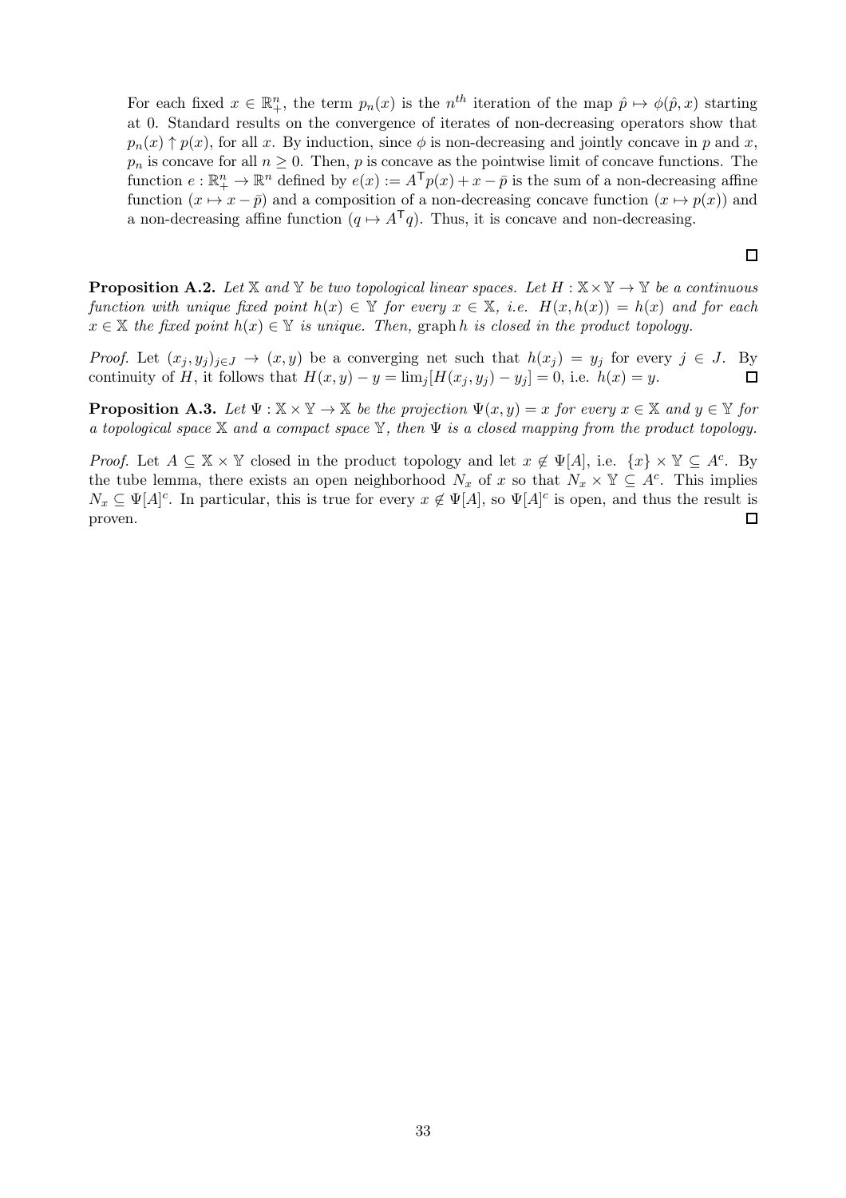For each fixed $x \in \mathbb{R}^n_+$, the term $p_n(x)$ is the $n^{th}$ iteration of the map $\hat{p} \mapsto \phi(\hat{p}, x)$ starting at 0. Standard results on the convergence of iterates of non-decreasing operators show that $p_n(x) \uparrow p(x)$, for all $x$. By induction, since $\phi$ is non-decreasing and jointly concave in $p$ and $x$, $p_n$ is concave for all $n \geq 0$. Then, $p$ is concave as the pointwise limit of concave functions. The function $e : \mathbb{R}^n_+ \to \mathbb{R}^n$ defined by $e(x) := A^\mathsf{T} p(x) + x - \bar{p}$ is the sum of a non-decreasing affine function $(x \mapsto x - \bar{p})$ and a composition of a non-decreasing concave function $(x \mapsto p(x))$ and a non-decreasing affine function $(q \mapsto A^\mathsf{T} q)$. Thus, it is concave and non-decreasing.

$\square$

**Proposition A.2.** *Let $\mathbb{X}$ and $\mathbb{Y}$ be two topological linear spaces. Let $H : \mathbb{X} \times \mathbb{Y} \to \mathbb{Y}$ be a continuous function with unique fixed point $h(x) \in \mathbb{Y}$ for every $x \in \mathbb{X}$, i.e. $H(x, h(x)) = h(x)$ and for each $x \in \mathbb{X}$ the fixed point $h(x) \in \mathbb{Y}$ is unique. Then,* graph $h$ *is closed in the product topology.*

*Proof.* Let $(x_j, y_j)_{j \in J} \to (x, y)$ be a converging net such that $h(x_j) = y_j$ for every $j \in J$. By continuity of $H$, it follows that $H(x, y) - y = \lim_j [H(x_j, y_j) - y_j] = 0$, i.e. $h(x) = y$. $\square$

**Proposition A.3.** *Let $\Psi : \mathbb{X} \times \mathbb{Y} \to \mathbb{X}$ be the projection $\Psi(x, y) = x$ for every $x \in \mathbb{X}$ and $y \in \mathbb{Y}$ for a topological space $\mathbb{X}$ and a compact space $\mathbb{Y}$, then $\Psi$ is a closed mapping from the product topology.*

*Proof.* Let $A \subseteq \mathbb{X} \times \mathbb{Y}$ closed in the product topology and let $x \notin \Psi[A]$, i.e. $\{x\} \times \mathbb{Y} \subseteq A^c$. By the tube lemma, there exists an open neighborhood $N_x$ of $x$ so that $N_x \times \mathbb{Y} \subseteq A^c$. This implies $N_x \subseteq \Psi[A]^c$. In particular, this is true for every $x \notin \Psi[A]$, so $\Psi[A]^c$ is open, and thus the result is proven. $\square$